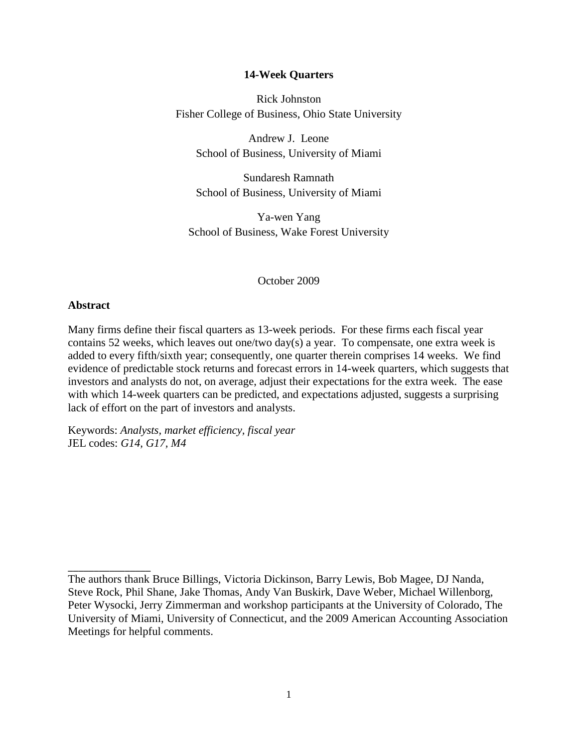# 14-Week Quarters

Rick Johnston
Fisher College of Business, Ohio State University

Andrew J. Leone
School of Business, University of Miami

Sundaresh Ramnath
School of Business, University of Miami

Ya-wen Yang
School of Business, Wake Forest University

October 2009

## Abstract

Many firms define their fiscal quarters as 13-week periods. For these firms each fiscal year contains 52 weeks, which leaves out one/two day(s) a year. To compensate, one extra week is added to every fifth/sixth year; consequently, one quarter therein comprises 14 weeks. We find evidence of predictable stock returns and forecast errors in 14-week quarters, which suggests that investors and analysts do not, on average, adjust their expectations for the extra week. The ease with which 14-week quarters can be predicted, and expectations adjusted, suggests a surprising lack of effort on the part of investors and analysts.

Keywords: *Analysts, market efficiency, fiscal year*
JEL codes: *G14, G17, M4*

---

The authors thank Bruce Billings, Victoria Dickinson, Barry Lewis, Bob Magee, DJ Nanda, Steve Rock, Phil Shane, Jake Thomas, Andy Van Buskirk, Dave Weber, Michael Willenborg, Peter Wysocki, Jerry Zimmerman and workshop participants at the University of Colorado, The University of Miami, University of Connecticut, and the 2009 American Accounting Association Meetings for helpful comments.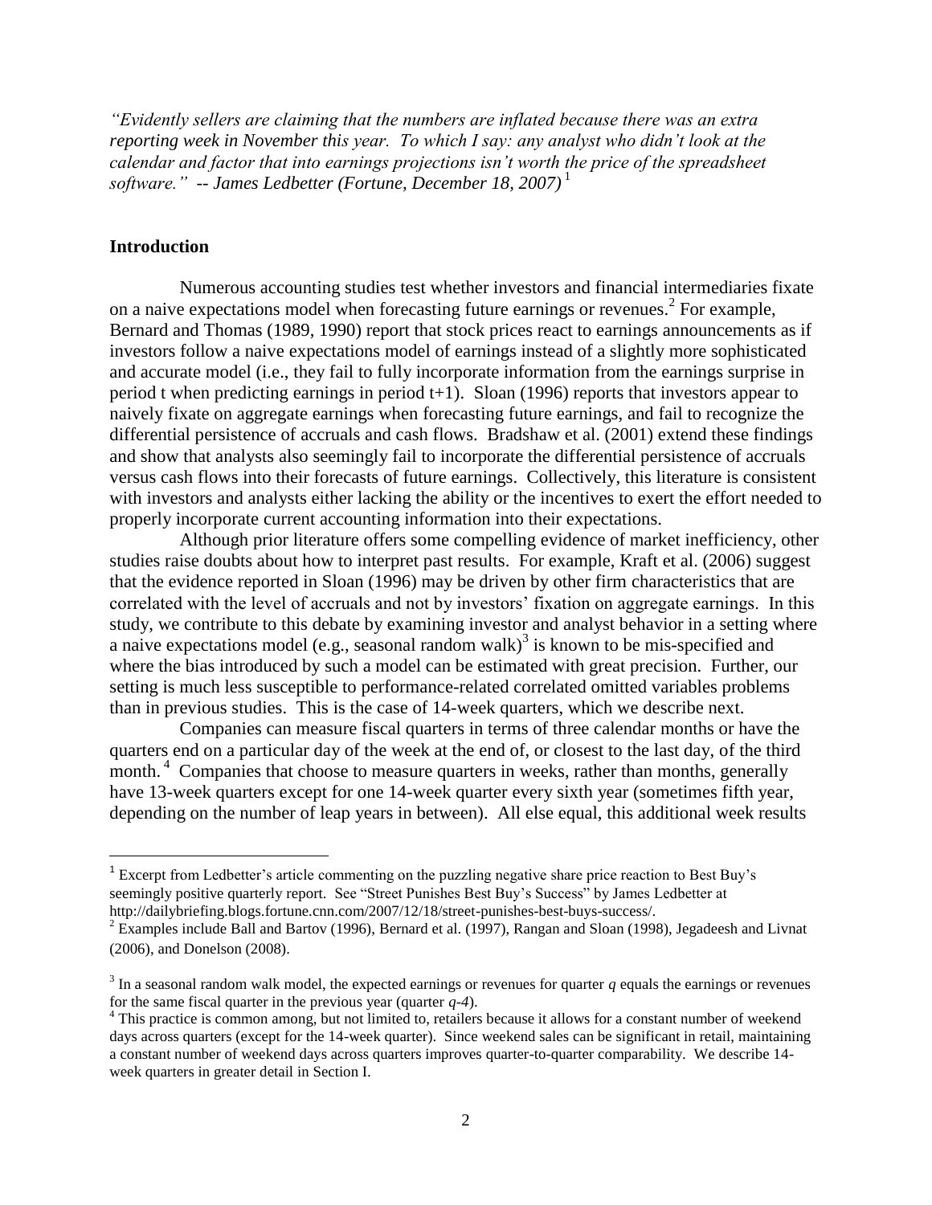*"Evidently sellers are claiming that the numbers are inflated because there was an extra reporting week in November this year. To which I say: any analyst who didn't look at the calendar and factor that into earnings projections isn't worth the price of the spreadsheet software." -- James Ledbetter (Fortune, December 18, 2007)*[1]

## Introduction

Numerous accounting studies test whether investors and financial intermediaries fixate on a naive expectations model when forecasting future earnings or revenues.[2] For example, Bernard and Thomas (1989, 1990) report that stock prices react to earnings announcements as if investors follow a naive expectations model of earnings instead of a slightly more sophisticated and accurate model (i.e., they fail to fully incorporate information from the earnings surprise in period t when predicting earnings in period t+1). Sloan (1996) reports that investors appear to naively fixate on aggregate earnings when forecasting future earnings, and fail to recognize the differential persistence of accruals and cash flows. Bradshaw et al. (2001) extend these findings and show that analysts also seemingly fail to incorporate the differential persistence of accruals versus cash flows into their forecasts of future earnings. Collectively, this literature is consistent with investors and analysts either lacking the ability or the incentives to exert the effort needed to properly incorporate current accounting information into their expectations.

Although prior literature offers some compelling evidence of market inefficiency, other studies raise doubts about how to interpret past results. For example, Kraft et al. (2006) suggest that the evidence reported in Sloan (1996) may be driven by other firm characteristics that are correlated with the level of accruals and not by investors' fixation on aggregate earnings. In this study, we contribute to this debate by examining investor and analyst behavior in a setting where a naive expectations model (e.g., seasonal random walk)[3] is known to be mis-specified and where the bias introduced by such a model can be estimated with great precision. Further, our setting is much less susceptible to performance-related correlated omitted variables problems than in previous studies. This is the case of 14-week quarters, which we describe next.

Companies can measure fiscal quarters in terms of three calendar months or have the quarters end on a particular day of the week at the end of, or closest to the last day, of the third month.[4] Companies that choose to measure quarters in weeks, rather than months, generally have 13-week quarters except for one 14-week quarter every sixth year (sometimes fifth year, depending on the number of leap years in between). All else equal, this additional week results

---

[1] Excerpt from Ledbetter's article commenting on the puzzling negative share price reaction to Best Buy's seemingly positive quarterly report. See "Street Punishes Best Buy's Success" by James Ledbetter at http://dailybriefing.blogs.fortune.cnn.com/2007/12/18/street-punishes-best-buys-success/.

[2] Examples include Ball and Bartov (1996), Bernard et al. (1997), Rangan and Sloan (1998), Jegadeesh and Livnat (2006), and Donelson (2008).

[3] In a seasonal random walk model, the expected earnings or revenues for quarter $q$ equals the earnings or revenues for the same fiscal quarter in the previous year (quarter $q$-4).

[4] This practice is common among, but not limited to, retailers because it allows for a constant number of weekend days across quarters (except for the 14-week quarter). Since weekend sales can be significant in retail, maintaining a constant number of weekend days across quarters improves quarter-to-quarter comparability. We describe 14-week quarters in greater detail in Section I.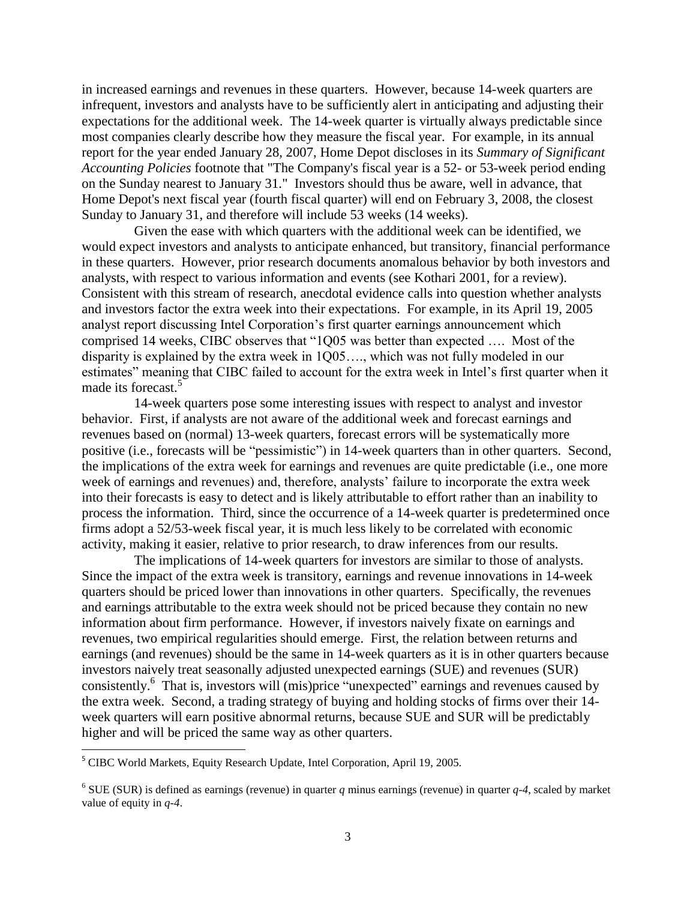in increased earnings and revenues in these quarters. However, because 14-week quarters are infrequent, investors and analysts have to be sufficiently alert in anticipating and adjusting their expectations for the additional week. The 14-week quarter is virtually always predictable since most companies clearly describe how they measure the fiscal year. For example, in its annual report for the year ended January 28, 2007, Home Depot discloses in its *Summary of Significant Accounting Policies* footnote that "The Company's fiscal year is a 52- or 53-week period ending on the Sunday nearest to January 31." Investors should thus be aware, well in advance, that Home Depot's next fiscal year (fourth fiscal quarter) will end on February 3, 2008, the closest Sunday to January 31, and therefore will include 53 weeks (14 weeks).

Given the ease with which quarters with the additional week can be identified, we would expect investors and analysts to anticipate enhanced, but transitory, financial performance in these quarters. However, prior research documents anomalous behavior by both investors and analysts, with respect to various information and events (see Kothari 2001, for a review). Consistent with this stream of research, anecdotal evidence calls into question whether analysts and investors factor the extra week into their expectations. For example, in its April 19, 2005 analyst report discussing Intel Corporation's first quarter earnings announcement which comprised 14 weeks, CIBC observes that "1Q05 was better than expected …. Most of the disparity is explained by the extra week in 1Q05…., which was not fully modeled in our estimates" meaning that CIBC failed to account for the extra week in Intel's first quarter when it made its forecast.[5]

14-week quarters pose some interesting issues with respect to analyst and investor behavior. First, if analysts are not aware of the additional week and forecast earnings and revenues based on (normal) 13-week quarters, forecast errors will be systematically more positive (i.e., forecasts will be "pessimistic") in 14-week quarters than in other quarters. Second, the implications of the extra week for earnings and revenues are quite predictable (i.e., one more week of earnings and revenues) and, therefore, analysts' failure to incorporate the extra week into their forecasts is easy to detect and is likely attributable to effort rather than an inability to process the information. Third, since the occurrence of a 14-week quarter is predetermined once firms adopt a 52/53-week fiscal year, it is much less likely to be correlated with economic activity, making it easier, relative to prior research, to draw inferences from our results.

The implications of 14-week quarters for investors are similar to those of analysts. Since the impact of the extra week is transitory, earnings and revenue innovations in 14-week quarters should be priced lower than innovations in other quarters. Specifically, the revenues and earnings attributable to the extra week should not be priced because they contain no new information about firm performance. However, if investors naively fixate on earnings and revenues, two empirical regularities should emerge. First, the relation between returns and earnings (and revenues) should be the same in 14-week quarters as it is in other quarters because investors naively treat seasonally adjusted unexpected earnings (SUE) and revenues (SUR) consistently.[6] That is, investors will (mis)price "unexpected" earnings and revenues caused by the extra week. Second, a trading strategy of buying and holding stocks of firms over their 14-week quarters will earn positive abnormal returns, because SUE and SUR will be predictably higher and will be priced the same way as other quarters.

---

[5] CIBC World Markets, Equity Research Update, Intel Corporation, April 19, 2005.

[6] SUE (SUR) is defined as earnings (revenue) in quarter $q$ minus earnings (revenue) in quarter $q$-$4$, scaled by market value of equity in $q$-$4$.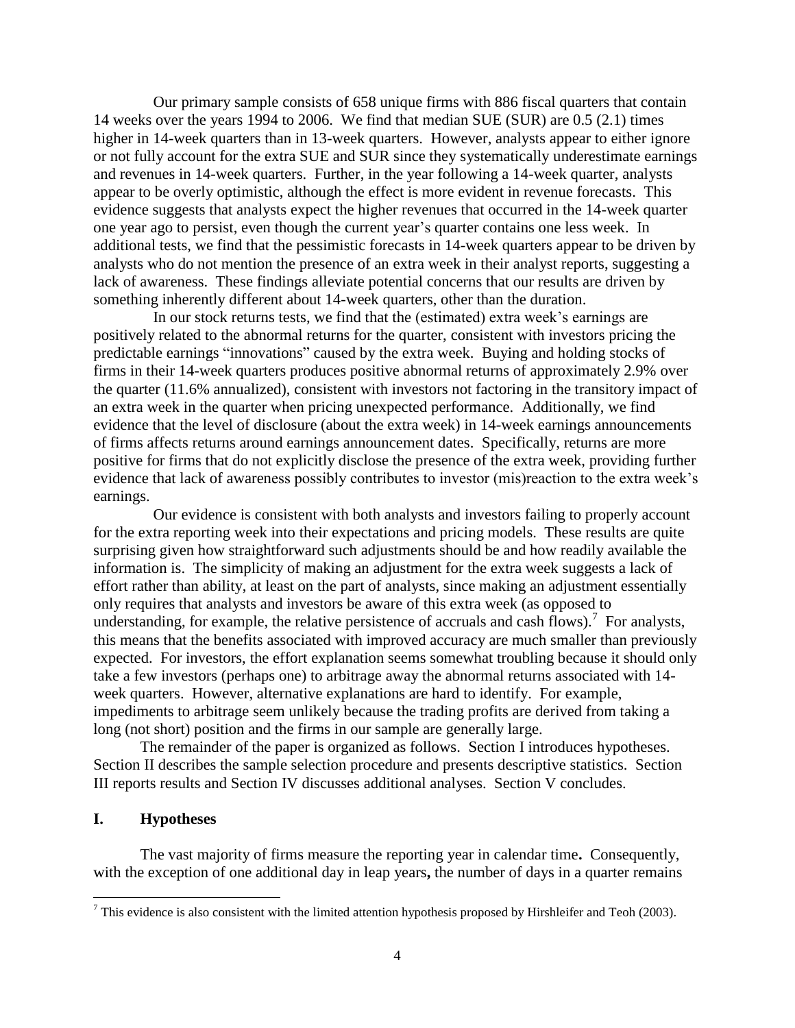Our primary sample consists of 658 unique firms with 886 fiscal quarters that contain 14 weeks over the years 1994 to 2006. We find that median SUE (SUR) are 0.5 (2.1) times higher in 14-week quarters than in 13-week quarters. However, analysts appear to either ignore or not fully account for the extra SUE and SUR since they systematically underestimate earnings and revenues in 14-week quarters. Further, in the year following a 14-week quarter, analysts appear to be overly optimistic, although the effect is more evident in revenue forecasts. This evidence suggests that analysts expect the higher revenues that occurred in the 14-week quarter one year ago to persist, even though the current year's quarter contains one less week. In additional tests, we find that the pessimistic forecasts in 14-week quarters appear to be driven by analysts who do not mention the presence of an extra week in their analyst reports, suggesting a lack of awareness. These findings alleviate potential concerns that our results are driven by something inherently different about 14-week quarters, other than the duration.

In our stock returns tests, we find that the (estimated) extra week's earnings are positively related to the abnormal returns for the quarter, consistent with investors pricing the predictable earnings "innovations" caused by the extra week. Buying and holding stocks of firms in their 14-week quarters produces positive abnormal returns of approximately 2.9% over the quarter (11.6% annualized), consistent with investors not factoring in the transitory impact of an extra week in the quarter when pricing unexpected performance. Additionally, we find evidence that the level of disclosure (about the extra week) in 14-week earnings announcements of firms affects returns around earnings announcement dates. Specifically, returns are more positive for firms that do not explicitly disclose the presence of the extra week, providing further evidence that lack of awareness possibly contributes to investor (mis)reaction to the extra week's earnings.

Our evidence is consistent with both analysts and investors failing to properly account for the extra reporting week into their expectations and pricing models. These results are quite surprising given how straightforward such adjustments should be and how readily available the information is. The simplicity of making an adjustment for the extra week suggests a lack of effort rather than ability, at least on the part of analysts, since making an adjustment essentially only requires that analysts and investors be aware of this extra week (as opposed to understanding, for example, the relative persistence of accruals and cash flows).[7] For analysts, this means that the benefits associated with improved accuracy are much smaller than previously expected. For investors, the effort explanation seems somewhat troubling because it should only take a few investors (perhaps one) to arbitrage away the abnormal returns associated with 14-week quarters. However, alternative explanations are hard to identify. For example, impediments to arbitrage seem unlikely because the trading profits are derived from taking a long (not short) position and the firms in our sample are generally large.

The remainder of the paper is organized as follows. Section I introduces hypotheses. Section II describes the sample selection procedure and presents descriptive statistics. Section III reports results and Section IV discusses additional analyses. Section V concludes.

## I. Hypotheses

The vast majority of firms measure the reporting year in calendar time**.** Consequently, with the exception of one additional day in leap years**,** the number of days in a quarter remains

[7] This evidence is also consistent with the limited attention hypothesis proposed by Hirshleifer and Teoh (2003).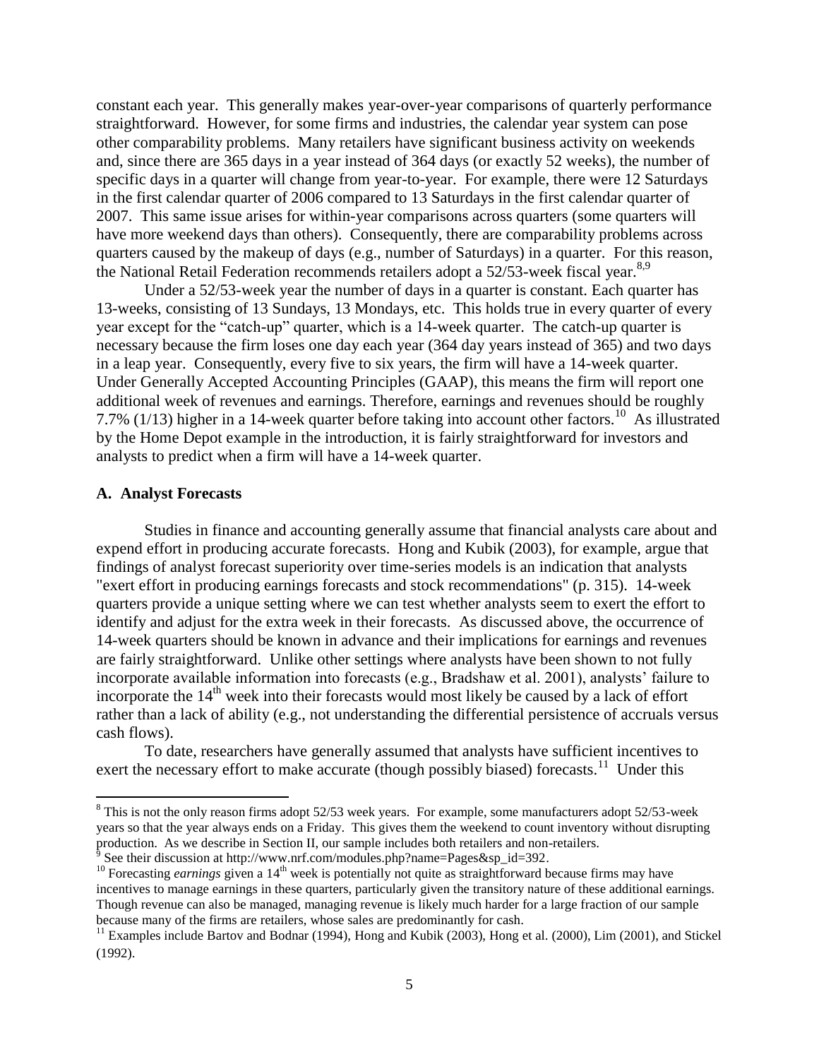constant each year. This generally makes year-over-year comparisons of quarterly performance straightforward. However, for some firms and industries, the calendar year system can pose other comparability problems. Many retailers have significant business activity on weekends and, since there are 365 days in a year instead of 364 days (or exactly 52 weeks), the number of specific days in a quarter will change from year-to-year. For example, there were 12 Saturdays in the first calendar quarter of 2006 compared to 13 Saturdays in the first calendar quarter of 2007. This same issue arises for within-year comparisons across quarters (some quarters will have more weekend days than others). Consequently, there are comparability problems across quarters caused by the makeup of days (e.g., number of Saturdays) in a quarter. For this reason, the National Retail Federation recommends retailers adopt a 52/53-week fiscal year.[8,9]

Under a 52/53-week year the number of days in a quarter is constant. Each quarter has 13-weeks, consisting of 13 Sundays, 13 Mondays, etc. This holds true in every quarter of every year except for the "catch-up" quarter, which is a 14-week quarter. The catch-up quarter is necessary because the firm loses one day each year (364 day years instead of 365) and two days in a leap year. Consequently, every five to six years, the firm will have a 14-week quarter. Under Generally Accepted Accounting Principles (GAAP), this means the firm will report one additional week of revenues and earnings. Therefore, earnings and revenues should be roughly 7.7% (1/13) higher in a 14-week quarter before taking into account other factors.[10] As illustrated by the Home Depot example in the introduction, it is fairly straightforward for investors and analysts to predict when a firm will have a 14-week quarter.

### A. Analyst Forecasts

Studies in finance and accounting generally assume that financial analysts care about and expend effort in producing accurate forecasts. Hong and Kubik (2003), for example, argue that findings of analyst forecast superiority over time-series models is an indication that analysts "exert effort in producing earnings forecasts and stock recommendations" (p. 315). 14-week quarters provide a unique setting where we can test whether analysts seem to exert the effort to identify and adjust for the extra week in their forecasts. As discussed above, the occurrence of 14-week quarters should be known in advance and their implications for earnings and revenues are fairly straightforward. Unlike other settings where analysts have been shown to not fully incorporate available information into forecasts (e.g., Bradshaw et al. 2001), analysts' failure to incorporate the 14th week into their forecasts would most likely be caused by a lack of effort rather than a lack of ability (e.g., not understanding the differential persistence of accruals versus cash flows).

To date, researchers have generally assumed that analysts have sufficient incentives to exert the necessary effort to make accurate (though possibly biased) forecasts.[11] Under this

---

[8] This is not the only reason firms adopt 52/53 week years. For example, some manufacturers adopt 52/53-week years so that the year always ends on a Friday. This gives them the weekend to count inventory without disrupting production. As we describe in Section II, our sample includes both retailers and non-retailers.

[9] See their discussion at http://www.nrf.com/modules.php?name=Pages&sp_id=392.

[10] Forecasting *earnings* given a 14th week is potentially not quite as straightforward because firms may have incentives to manage earnings in these quarters, particularly given the transitory nature of these additional earnings. Though revenue can also be managed, managing revenue is likely much harder for a large fraction of our sample because many of the firms are retailers, whose sales are predominantly for cash.

[11] Examples include Bartov and Bodnar (1994), Hong and Kubik (2003), Hong et al. (2000), Lim (2001), and Stickel (1992).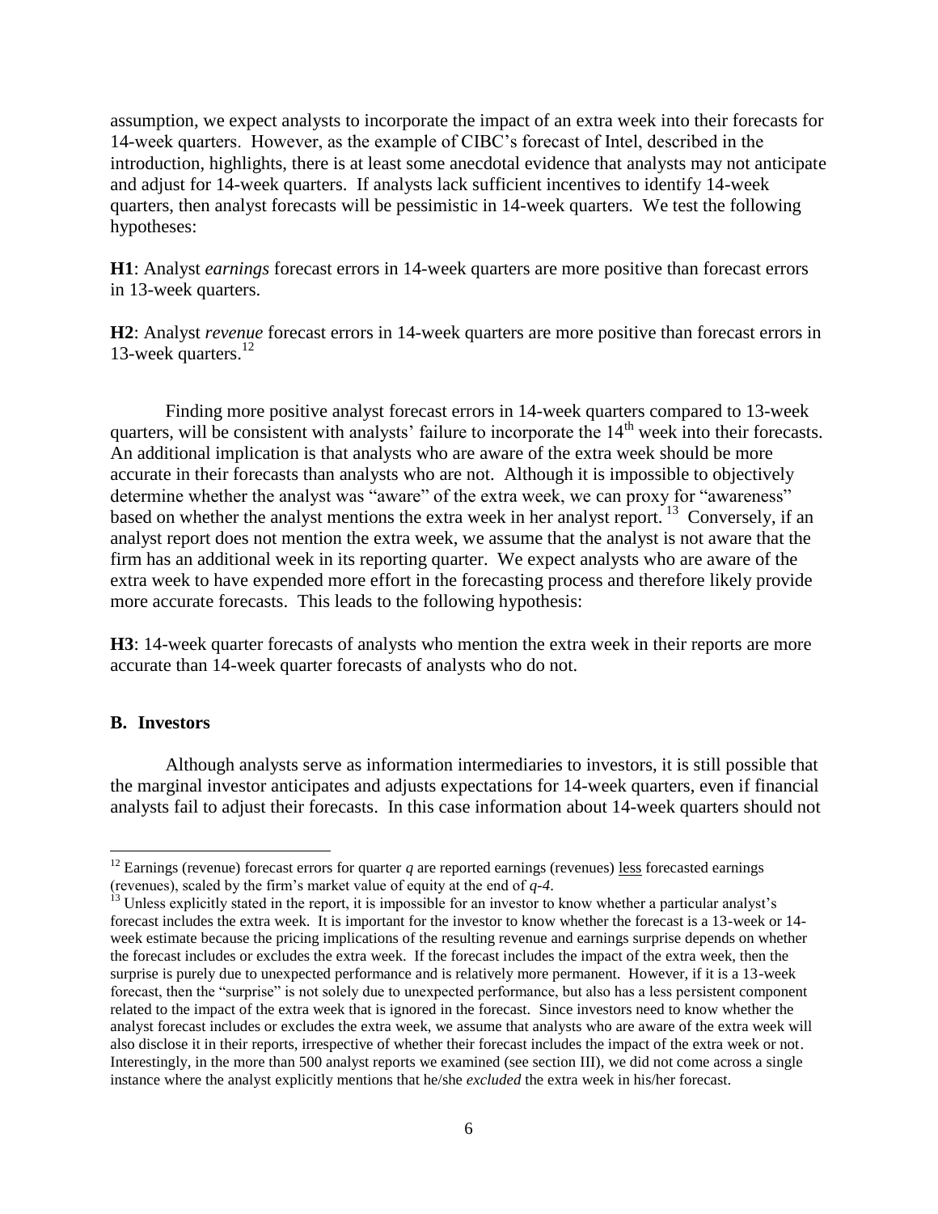assumption, we expect analysts to incorporate the impact of an extra week into their forecasts for 14-week quarters. However, as the example of CIBC's forecast of Intel, described in the introduction, highlights, there is at least some anecdotal evidence that analysts may not anticipate and adjust for 14-week quarters. If analysts lack sufficient incentives to identify 14-week quarters, then analyst forecasts will be pessimistic in 14-week quarters. We test the following hypotheses:

**H1**: Analyst *earnings* forecast errors in 14-week quarters are more positive than forecast errors in 13-week quarters.

**H2**: Analyst *revenue* forecast errors in 14-week quarters are more positive than forecast errors in 13-week quarters.[12]

Finding more positive analyst forecast errors in 14-week quarters compared to 13-week quarters, will be consistent with analysts' failure to incorporate the $14^{th}$ week into their forecasts. An additional implication is that analysts who are aware of the extra week should be more accurate in their forecasts than analysts who are not. Although it is impossible to objectively determine whether the analyst was "aware" of the extra week, we can proxy for "awareness" based on whether the analyst mentions the extra week in her analyst report.[13] Conversely, if an analyst report does not mention the extra week, we assume that the analyst is not aware that the firm has an additional week in its reporting quarter. We expect analysts who are aware of the extra week to have expended more effort in the forecasting process and therefore likely provide more accurate forecasts. This leads to the following hypothesis:

**H3**: 14-week quarter forecasts of analysts who mention the extra week in their reports are more accurate than 14-week quarter forecasts of analysts who do not.

### B. Investors

Although analysts serve as information intermediaries to investors, it is still possible that the marginal investor anticipates and adjusts expectations for 14-week quarters, even if financial analysts fail to adjust their forecasts. In this case information about 14-week quarters should not

---

[12] Earnings (revenue) forecast errors for quarter *q* are reported earnings (revenues) less forecasted earnings (revenues), scaled by the firm's market value of equity at the end of *q-4*.

[13] Unless explicitly stated in the report, it is impossible for an investor to know whether a particular analyst's forecast includes the extra week. It is important for the investor to know whether the forecast is a 13-week or 14-week estimate because the pricing implications of the resulting revenue and earnings surprise depends on whether the forecast includes or excludes the extra week. If the forecast includes the impact of the extra week, then the surprise is purely due to unexpected performance and is relatively more permanent. However, if it is a 13-week forecast, then the "surprise" is not solely due to unexpected performance, but also has a less persistent component related to the impact of the extra week that is ignored in the forecast. Since investors need to know whether the analyst forecast includes or excludes the extra week, we assume that analysts who are aware of the extra week will also disclose it in their reports, irrespective of whether their forecast includes the impact of the extra week or not. Interestingly, in the more than 500 analyst reports we examined (see section III), we did not come across a single instance where the analyst explicitly mentions that he/she *excluded* the extra week in his/her forecast.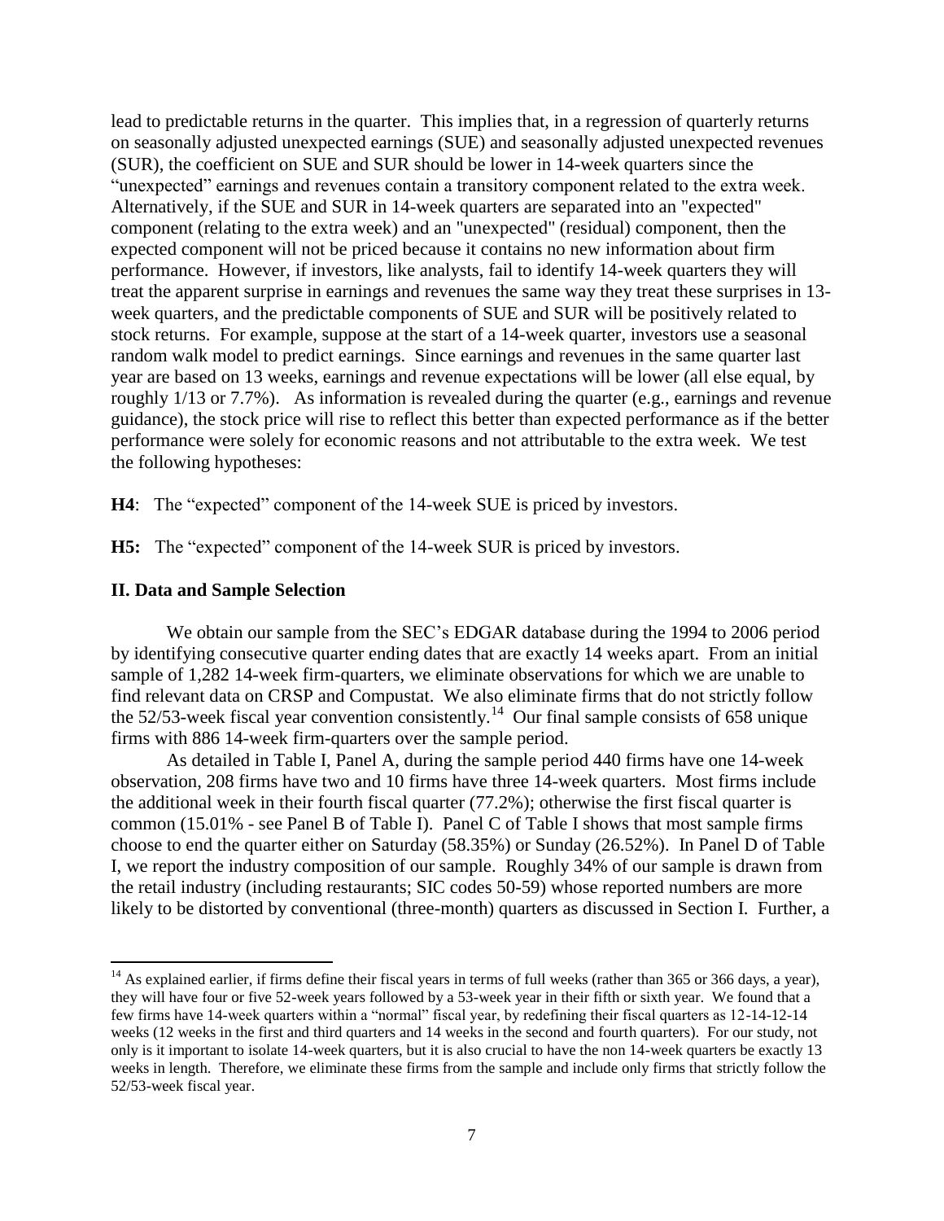lead to predictable returns in the quarter. This implies that, in a regression of quarterly returns on seasonally adjusted unexpected earnings (SUE) and seasonally adjusted unexpected revenues (SUR), the coefficient on SUE and SUR should be lower in 14-week quarters since the "unexpected" earnings and revenues contain a transitory component related to the extra week. Alternatively, if the SUE and SUR in 14-week quarters are separated into an "expected" component (relating to the extra week) and an "unexpected" (residual) component, then the expected component will not be priced because it contains no new information about firm performance. However, if investors, like analysts, fail to identify 14-week quarters they will treat the apparent surprise in earnings and revenues the same way they treat these surprises in 13-week quarters, and the predictable components of SUE and SUR will be positively related to stock returns. For example, suppose at the start of a 14-week quarter, investors use a seasonal random walk model to predict earnings. Since earnings and revenues in the same quarter last year are based on 13 weeks, earnings and revenue expectations will be lower (all else equal, by roughly 1/13 or 7.7%). As information is revealed during the quarter (e.g., earnings and revenue guidance), the stock price will rise to reflect this better than expected performance as if the better performance were solely for economic reasons and not attributable to the extra week. We test the following hypotheses:

**H4**: The "expected" component of the 14-week SUE is priced by investors.

**H5:** The "expected" component of the 14-week SUR is priced by investors.

## II. Data and Sample Selection

We obtain our sample from the SEC's EDGAR database during the 1994 to 2006 period by identifying consecutive quarter ending dates that are exactly 14 weeks apart. From an initial sample of 1,282 14-week firm-quarters, we eliminate observations for which we are unable to find relevant data on CRSP and Compustat. We also eliminate firms that do not strictly follow the 52/53-week fiscal year convention consistently.[14] Our final sample consists of 658 unique firms with 886 14-week firm-quarters over the sample period.

As detailed in Table I, Panel A, during the sample period 440 firms have one 14-week observation, 208 firms have two and 10 firms have three 14-week quarters. Most firms include the additional week in their fourth fiscal quarter (77.2%); otherwise the first fiscal quarter is common (15.01% - see Panel B of Table I). Panel C of Table I shows that most sample firms choose to end the quarter either on Saturday (58.35%) or Sunday (26.52%). In Panel D of Table I, we report the industry composition of our sample. Roughly 34% of our sample is drawn from the retail industry (including restaurants; SIC codes 50-59) whose reported numbers are more likely to be distorted by conventional (three-month) quarters as discussed in Section I. Further, a

---

[14] As explained earlier, if firms define their fiscal years in terms of full weeks (rather than 365 or 366 days, a year), they will have four or five 52-week years followed by a 53-week year in their fifth or sixth year. We found that a few firms have 14-week quarters within a "normal" fiscal year, by redefining their fiscal quarters as 12-14-12-14 weeks (12 weeks in the first and third quarters and 14 weeks in the second and fourth quarters). For our study, not only is it important to isolate 14-week quarters, but it is also crucial to have the non 14-week quarters be exactly 13 weeks in length. Therefore, we eliminate these firms from the sample and include only firms that strictly follow the 52/53-week fiscal year.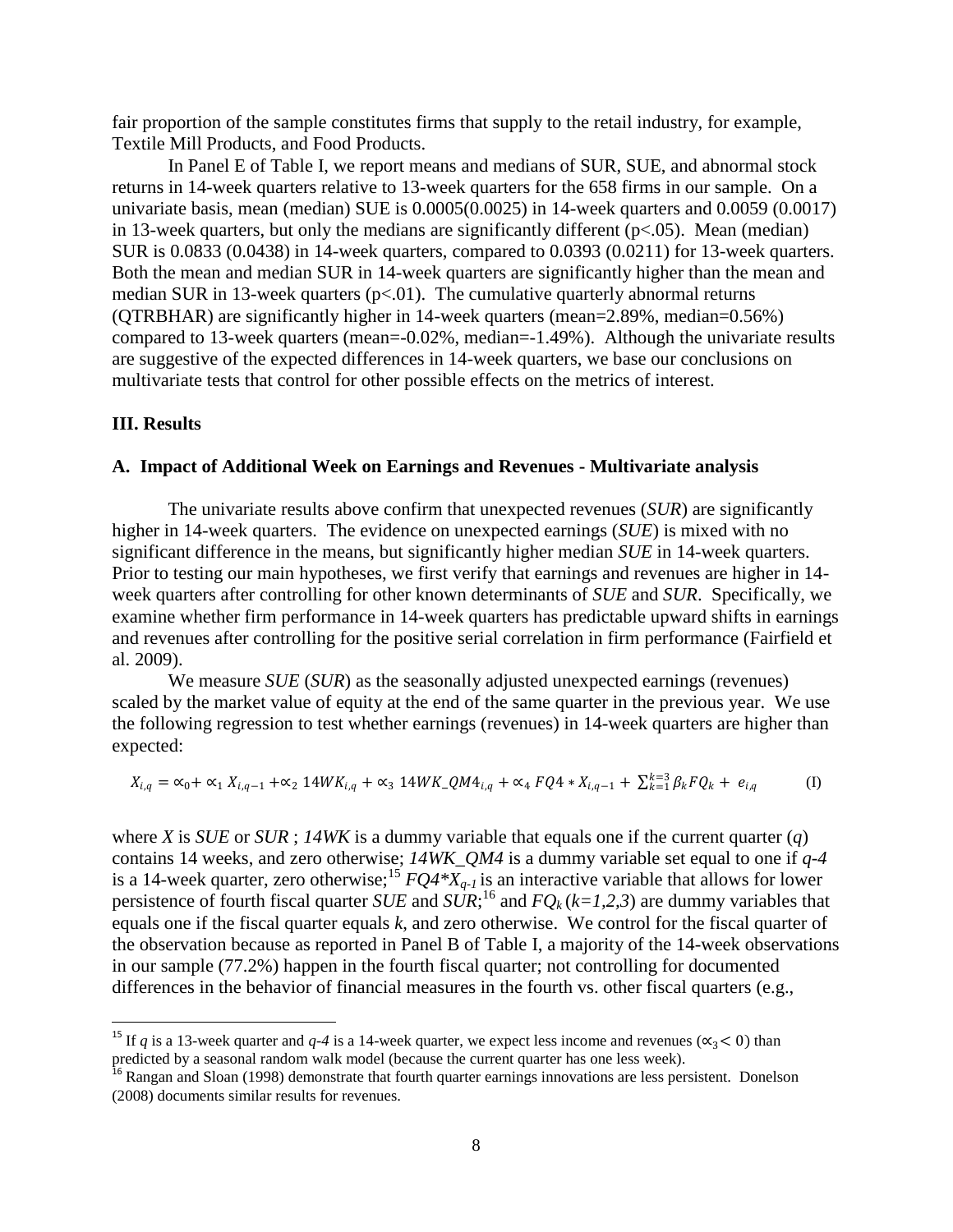fair proportion of the sample constitutes firms that supply to the retail industry, for example, Textile Mill Products, and Food Products.

In Panel E of Table I, we report means and medians of SUR, SUE, and abnormal stock returns in 14-week quarters relative to 13-week quarters for the 658 firms in our sample. On a univariate basis, mean (median) SUE is 0.0005(0.0025) in 14-week quarters and 0.0059 (0.0017) in 13-week quarters, but only the medians are significantly different ($p<.05$). Mean (median) SUR is 0.0833 (0.0438) in 14-week quarters, compared to 0.0393 (0.0211) for 13-week quarters. Both the mean and median SUR in 14-week quarters are significantly higher than the mean and median SUR in 13-week quarters ($p<.01$). The cumulative quarterly abnormal returns (QTRBHAR) are significantly higher in 14-week quarters (mean=2.89%, median=0.56%) compared to 13-week quarters (mean=-0.02%, median=-1.49%). Although the univariate results are suggestive of the expected differences in 14-week quarters, we base our conclusions on multivariate tests that control for other possible effects on the metrics of interest.

## III. Results

### A. Impact of Additional Week on Earnings and Revenues - Multivariate analysis

The univariate results above confirm that unexpected revenues (*SUR*) are significantly higher in 14-week quarters. The evidence on unexpected earnings (*SUE*) is mixed with no significant difference in the means, but significantly higher median *SUE* in 14-week quarters. Prior to testing our main hypotheses, we first verify that earnings and revenues are higher in 14-week quarters after controlling for other known determinants of *SUE* and *SUR*. Specifically, we examine whether firm performance in 14-week quarters has predictable upward shifts in earnings and revenues after controlling for the positive serial correlation in firm performance (Fairfield et al. 2009).

We measure *SUE* (*SUR*) as the seasonally adjusted unexpected earnings (revenues) scaled by the market value of equity at the end of the same quarter in the previous year. We use the following regression to test whether earnings (revenues) in 14-week quarters are higher than expected:

$$X_{i,q} = \propto_0 + \propto_1 X_{i,q-1} + \propto_2 14WK_{i,q} + \propto_3 14WK\_QM4_{i,q} + \propto_4 FQ4 * X_{i,q-1} + \sum_{k=1}^{k=3} \beta_k FQ_k + e_{i,q} \qquad \text{(I)}$$

where *X* is *SUE* or *SUR* ; *14WK* is a dummy variable that equals one if the current quarter ($q$) contains 14 weeks, and zero otherwise; *14WK_QM4* is a dummy variable set equal to one if $q\text{-}4$ is a 14-week quarter, zero otherwise;[15] $FQ4{*}X_{q-1}$ is an interactive variable that allows for lower persistence of fourth fiscal quarter *SUE* and *SUR*;[16] and $FQ_k$ ($k=1,2,3$) are dummy variables that equals one if the fiscal quarter equals $k$, and zero otherwise. We control for the fiscal quarter of the observation because as reported in Panel B of Table I, a majority of the 14-week observations in our sample (77.2%) happen in the fourth fiscal quarter; not controlling for documented differences in the behavior of financial measures in the fourth vs. other fiscal quarters (e.g.,

[15] If $q$ is a 13-week quarter and $q\text{-}4$ is a 14-week quarter, we expect less income and revenues ($\propto_3 < 0$) than predicted by a seasonal random walk model (because the current quarter has one less week).

[16] Rangan and Sloan (1998) demonstrate that fourth quarter earnings innovations are less persistent. Donelson (2008) documents similar results for revenues.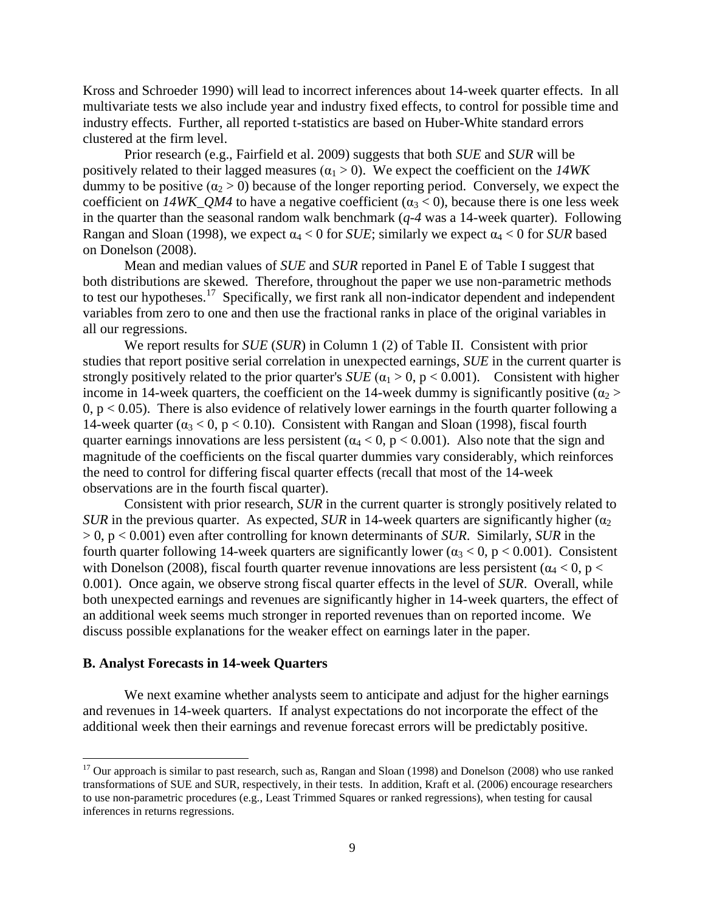Kross and Schroeder 1990) will lead to incorrect inferences about 14-week quarter effects. In all multivariate tests we also include year and industry fixed effects, to control for possible time and industry effects. Further, all reported t-statistics are based on Huber-White standard errors clustered at the firm level.

Prior research (e.g., Fairfield et al. 2009) suggests that both *SUE* and *SUR* will be positively related to their lagged measures ($\alpha_1 > 0$). We expect the coefficient on the *14WK* dummy to be positive ($\alpha_2 > 0$) because of the longer reporting period. Conversely, we expect the coefficient on *14WK_QM4* to have a negative coefficient ($\alpha_3 < 0$), because there is one less week in the quarter than the seasonal random walk benchmark (*q-4* was a 14-week quarter). Following Rangan and Sloan (1998), we expect $\alpha_4 < 0$ for *SUE*; similarly we expect $\alpha_4 < 0$ for *SUR* based on Donelson (2008).

Mean and median values of *SUE* and *SUR* reported in Panel E of Table I suggest that both distributions are skewed. Therefore, throughout the paper we use non-parametric methods to test our hypotheses.[17] Specifically, we first rank all non-indicator dependent and independent variables from zero to one and then use the fractional ranks in place of the original variables in all our regressions.

We report results for *SUE* (*SUR*) in Column 1 (2) of Table II. Consistent with prior studies that report positive serial correlation in unexpected earnings, *SUE* in the current quarter is strongly positively related to the prior quarter's *SUE* ($\alpha_1 > 0$, $p < 0.001$). Consistent with higher income in 14-week quarters, the coefficient on the 14-week dummy is significantly positive ($\alpha_2 > 0$, $p < 0.05$). There is also evidence of relatively lower earnings in the fourth quarter following a 14-week quarter ($\alpha_3 < 0$, $p < 0.10$). Consistent with Rangan and Sloan (1998), fiscal fourth quarter earnings innovations are less persistent ($\alpha_4 < 0$, $p < 0.001$). Also note that the sign and magnitude of the coefficients on the fiscal quarter dummies vary considerably, which reinforces the need to control for differing fiscal quarter effects (recall that most of the 14-week observations are in the fourth fiscal quarter).

Consistent with prior research, *SUR* in the current quarter is strongly positively related to *SUR* in the previous quarter. As expected, *SUR* in 14-week quarters are significantly higher ($\alpha_2 > 0$, $p < 0.001$) even after controlling for known determinants of *SUR*. Similarly, *SUR* in the fourth quarter following 14-week quarters are significantly lower ($\alpha_3 < 0$, $p < 0.001$). Consistent with Donelson (2008), fiscal fourth quarter revenue innovations are less persistent ($\alpha_4 < 0$, $p < 0.001$). Once again, we observe strong fiscal quarter effects in the level of *SUR*. Overall, while both unexpected earnings and revenues are significantly higher in 14-week quarters, the effect of an additional week seems much stronger in reported revenues than on reported income. We discuss possible explanations for the weaker effect on earnings later in the paper.

### B. Analyst Forecasts in 14-week Quarters

We next examine whether analysts seem to anticipate and adjust for the higher earnings and revenues in 14-week quarters. If analyst expectations do not incorporate the effect of the additional week then their earnings and revenue forecast errors will be predictably positive.

---

[17] Our approach is similar to past research, such as, Rangan and Sloan (1998) and Donelson (2008) who use ranked transformations of SUE and SUR, respectively, in their tests. In addition, Kraft et al. (2006) encourage researchers to use non-parametric procedures (e.g., Least Trimmed Squares or ranked regressions), when testing for causal inferences in returns regressions.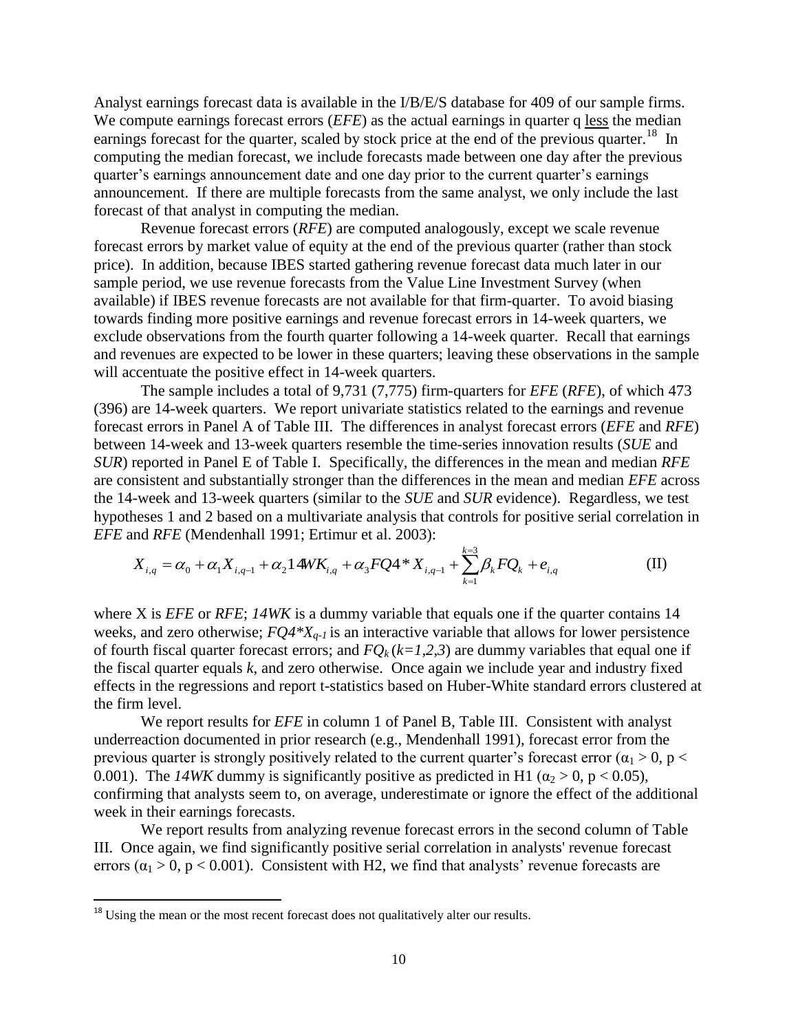Analyst earnings forecast data is available in the I/B/E/S database for 409 of our sample firms. We compute earnings forecast errors (*EFE*) as the actual earnings in quarter q less the median earnings forecast for the quarter, scaled by stock price at the end of the previous quarter.[18] In computing the median forecast, we include forecasts made between one day after the previous quarter's earnings announcement date and one day prior to the current quarter's earnings announcement. If there are multiple forecasts from the same analyst, we only include the last forecast of that analyst in computing the median.

Revenue forecast errors (*RFE*) are computed analogously, except we scale revenue forecast errors by market value of equity at the end of the previous quarter (rather than stock price). In addition, because IBES started gathering revenue forecast data much later in our sample period, we use revenue forecasts from the Value Line Investment Survey (when available) if IBES revenue forecasts are not available for that firm-quarter. To avoid biasing towards finding more positive earnings and revenue forecast errors in 14-week quarters, we exclude observations from the fourth quarter following a 14-week quarter. Recall that earnings and revenues are expected to be lower in these quarters; leaving these observations in the sample will accentuate the positive effect in 14-week quarters.

The sample includes a total of 9,731 (7,775) firm-quarters for *EFE* (*RFE*), of which 473 (396) are 14-week quarters. We report univariate statistics related to the earnings and revenue forecast errors in Panel A of Table III. The differences in analyst forecast errors (*EFE* and *RFE*) between 14-week and 13-week quarters resemble the time-series innovation results (*SUE* and *SUR*) reported in Panel E of Table I. Specifically, the differences in the mean and median *RFE* are consistent and substantially stronger than the differences in the mean and median *EFE* across the 14-week and 13-week quarters (similar to the *SUE* and *SUR* evidence). Regardless, we test hypotheses 1 and 2 based on a multivariate analysis that controls for positive serial correlation in *EFE* and *RFE* (Mendenhall 1991; Ertimur et al. 2003):

$$X_{i,q} = \alpha_0 + \alpha_1 X_{i,q-1} + \alpha_2 14WK_{i,q} + \alpha_3 FQ4 * X_{i,q-1} + \sum_{k=1}^{k=3} \beta_k FQ_k + e_{i,q} \qquad \text{(II)}$$

where X is *EFE* or *RFE*; *14WK* is a dummy variable that equals one if the quarter contains 14 weeks, and zero otherwise; $FQ4*X_{q-1}$ is an interactive variable that allows for lower persistence of fourth fiscal quarter forecast errors; and $FQ_k$ $(k=1,2,3)$ are dummy variables that equal one if the fiscal quarter equals *k*, and zero otherwise. Once again we include year and industry fixed effects in the regressions and report t-statistics based on Huber-White standard errors clustered at the firm level.

We report results for *EFE* in column 1 of Panel B, Table III. Consistent with analyst underreaction documented in prior research (e.g., Mendenhall 1991), forecast error from the previous quarter is strongly positively related to the current quarter's forecast error ($\alpha_1 > 0$, $p < 0.001$). The *14WK* dummy is significantly positive as predicted in H1 ($\alpha_2 > 0$, $p < 0.05$), confirming that analysts seem to, on average, underestimate or ignore the effect of the additional week in their earnings forecasts.

We report results from analyzing revenue forecast errors in the second column of Table III. Once again, we find significantly positive serial correlation in analysts' revenue forecast errors ($\alpha_1 > 0$, $p < 0.001$). Consistent with H2, we find that analysts' revenue forecasts are

[18] Using the mean or the most recent forecast does not qualitatively alter our results.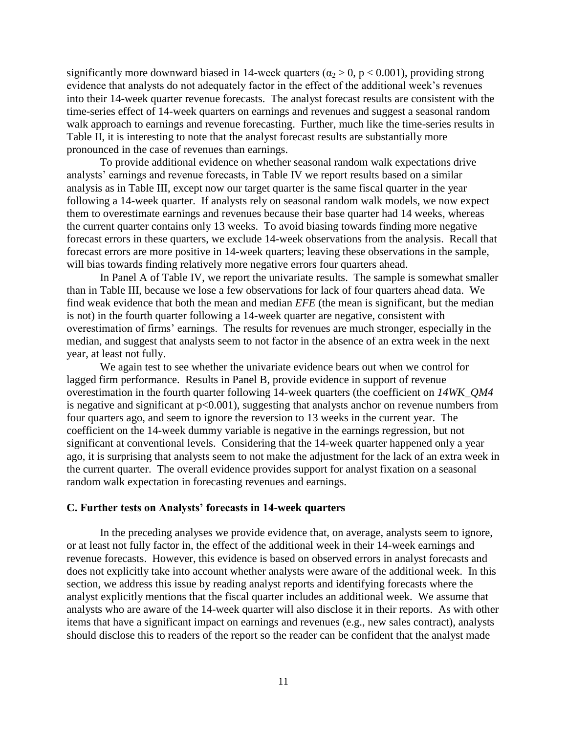significantly more downward biased in 14-week quarters ($\alpha_2 > 0$, $p < 0.001$), providing strong evidence that analysts do not adequately factor in the effect of the additional week's revenues into their 14-week quarter revenue forecasts. The analyst forecast results are consistent with the time-series effect of 14-week quarters on earnings and revenues and suggest a seasonal random walk approach to earnings and revenue forecasting. Further, much like the time-series results in Table II, it is interesting to note that the analyst forecast results are substantially more pronounced in the case of revenues than earnings.

To provide additional evidence on whether seasonal random walk expectations drive analysts' earnings and revenue forecasts, in Table IV we report results based on a similar analysis as in Table III, except now our target quarter is the same fiscal quarter in the year following a 14-week quarter. If analysts rely on seasonal random walk models, we now expect them to overestimate earnings and revenues because their base quarter had 14 weeks, whereas the current quarter contains only 13 weeks. To avoid biasing towards finding more negative forecast errors in these quarters, we exclude 14-week observations from the analysis. Recall that forecast errors are more positive in 14-week quarters; leaving these observations in the sample, will bias towards finding relatively more negative errors four quarters ahead.

In Panel A of Table IV, we report the univariate results. The sample is somewhat smaller than in Table III, because we lose a few observations for lack of four quarters ahead data. We find weak evidence that both the mean and median *EFE* (the mean is significant, but the median is not) in the fourth quarter following a 14-week quarter are negative, consistent with overestimation of firms' earnings. The results for revenues are much stronger, especially in the median, and suggest that analysts seem to not factor in the absence of an extra week in the next year, at least not fully.

We again test to see whether the univariate evidence bears out when we control for lagged firm performance. Results in Panel B, provide evidence in support of revenue overestimation in the fourth quarter following 14-week quarters (the coefficient on *14WK_QM4* is negative and significant at $p<0.001$), suggesting that analysts anchor on revenue numbers from four quarters ago, and seem to ignore the reversion to 13 weeks in the current year. The coefficient on the 14-week dummy variable is negative in the earnings regression, but not significant at conventional levels. Considering that the 14-week quarter happened only a year ago, it is surprising that analysts seem to not make the adjustment for the lack of an extra week in the current quarter. The overall evidence provides support for analyst fixation on a seasonal random walk expectation in forecasting revenues and earnings.

### C. Further tests on Analysts' forecasts in 14-week quarters

In the preceding analyses we provide evidence that, on average, analysts seem to ignore, or at least not fully factor in, the effect of the additional week in their 14-week earnings and revenue forecasts. However, this evidence is based on observed errors in analyst forecasts and does not explicitly take into account whether analysts were aware of the additional week. In this section, we address this issue by reading analyst reports and identifying forecasts where the analyst explicitly mentions that the fiscal quarter includes an additional week. We assume that analysts who are aware of the 14-week quarter will also disclose it in their reports. As with other items that have a significant impact on earnings and revenues (e.g., new sales contract), analysts should disclose this to readers of the report so the reader can be confident that the analyst made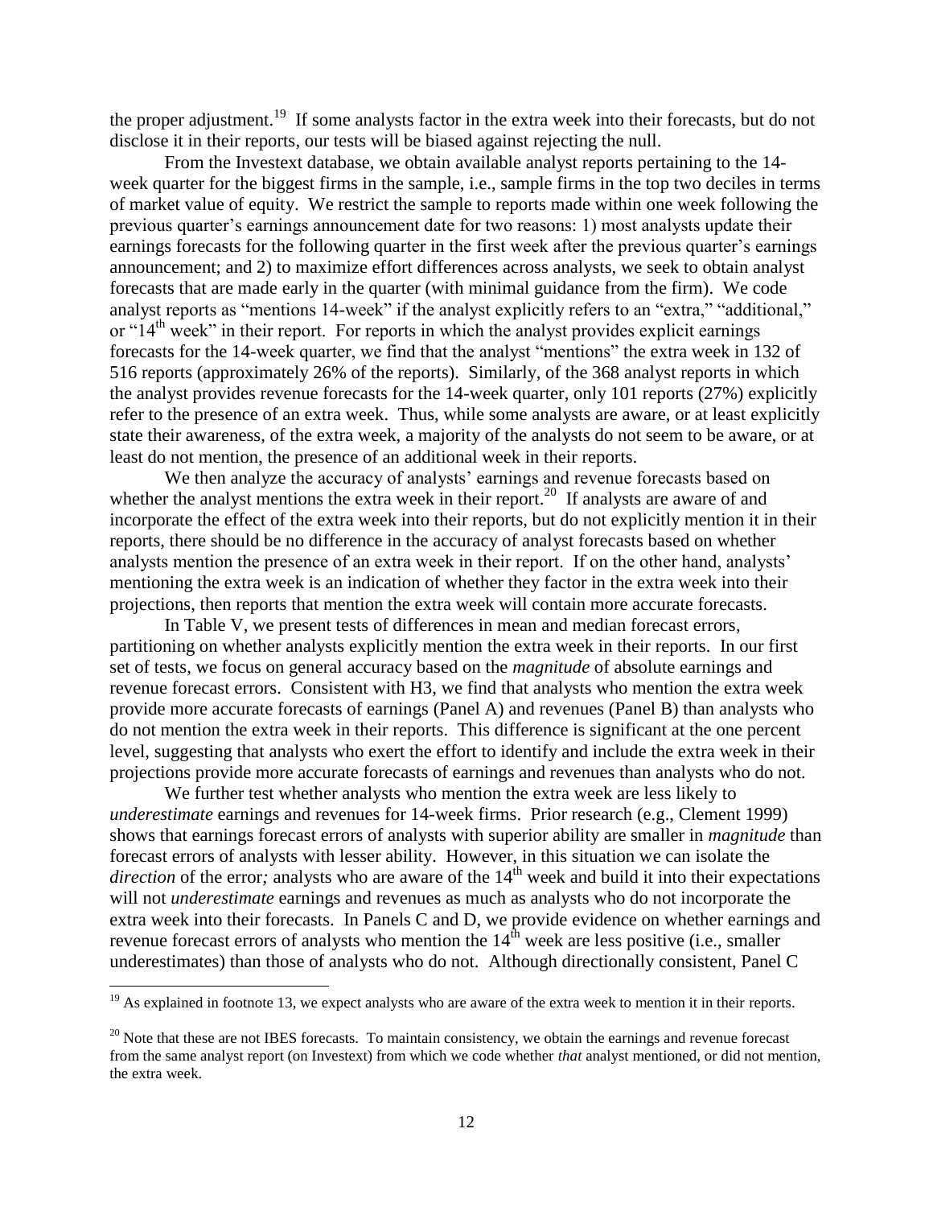the proper adjustment.[19] If some analysts factor in the extra week into their forecasts, but do not disclose it in their reports, our tests will be biased against rejecting the null.

From the Investext database, we obtain available analyst reports pertaining to the 14-week quarter for the biggest firms in the sample, i.e., sample firms in the top two deciles in terms of market value of equity. We restrict the sample to reports made within one week following the previous quarter's earnings announcement date for two reasons: 1) most analysts update their earnings forecasts for the following quarter in the first week after the previous quarter's earnings announcement; and 2) to maximize effort differences across analysts, we seek to obtain analyst forecasts that are made early in the quarter (with minimal guidance from the firm). We code analyst reports as "mentions 14-week" if the analyst explicitly refers to an "extra," "additional," or "14th week" in their report. For reports in which the analyst provides explicit earnings forecasts for the 14-week quarter, we find that the analyst "mentions" the extra week in 132 of 516 reports (approximately 26% of the reports). Similarly, of the 368 analyst reports in which the analyst provides revenue forecasts for the 14-week quarter, only 101 reports (27%) explicitly refer to the presence of an extra week. Thus, while some analysts are aware, or at least explicitly state their awareness, of the extra week, a majority of the analysts do not seem to be aware, or at least do not mention, the presence of an additional week in their reports.

We then analyze the accuracy of analysts' earnings and revenue forecasts based on whether the analyst mentions the extra week in their report.[20] If analysts are aware of and incorporate the effect of the extra week into their reports, but do not explicitly mention it in their reports, there should be no difference in the accuracy of analyst forecasts based on whether analysts mention the presence of an extra week in their report. If on the other hand, analysts' mentioning the extra week is an indication of whether they factor in the extra week into their projections, then reports that mention the extra week will contain more accurate forecasts.

In Table V, we present tests of differences in mean and median forecast errors, partitioning on whether analysts explicitly mention the extra week in their reports. In our first set of tests, we focus on general accuracy based on the *magnitude* of absolute earnings and revenue forecast errors. Consistent with H3, we find that analysts who mention the extra week provide more accurate forecasts of earnings (Panel A) and revenues (Panel B) than analysts who do not mention the extra week in their reports. This difference is significant at the one percent level, suggesting that analysts who exert the effort to identify and include the extra week in their projections provide more accurate forecasts of earnings and revenues than analysts who do not.

We further test whether analysts who mention the extra week are less likely to *underestimate* earnings and revenues for 14-week firms. Prior research (e.g., Clement 1999) shows that earnings forecast errors of analysts with superior ability are smaller in *magnitude* than forecast errors of analysts with lesser ability. However, in this situation we can isolate the *direction* of the error*;* analysts who are aware of the 14th week and build it into their expectations will not *underestimate* earnings and revenues as much as analysts who do not incorporate the extra week into their forecasts. In Panels C and D, we provide evidence on whether earnings and revenue forecast errors of analysts who mention the 14th week are less positive (i.e., smaller underestimates) than those of analysts who do not. Although directionally consistent, Panel C

---

[19] As explained in footnote 13, we expect analysts who are aware of the extra week to mention it in their reports.

[20] Note that these are not IBES forecasts. To maintain consistency, we obtain the earnings and revenue forecast from the same analyst report (on Investext) from which we code whether *that* analyst mentioned, or did not mention, the extra week.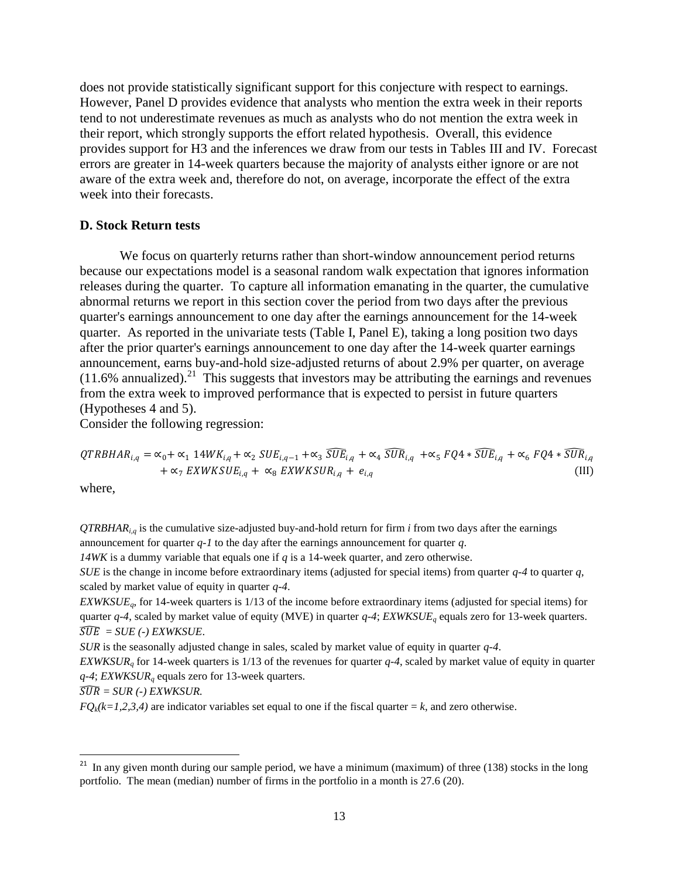does not provide statistically significant support for this conjecture with respect to earnings. However, Panel D provides evidence that analysts who mention the extra week in their reports tend to not underestimate revenues as much as analysts who do not mention the extra week in their report, which strongly supports the effort related hypothesis. Overall, this evidence provides support for H3 and the inferences we draw from our tests in Tables III and IV. Forecast errors are greater in 14-week quarters because the majority of analysts either ignore or are not aware of the extra week and, therefore do not, on average, incorporate the effect of the extra week into their forecasts.

### D. Stock Return tests

We focus on quarterly returns rather than short-window announcement period returns because our expectations model is a seasonal random walk expectation that ignores information releases during the quarter. To capture all information emanating in the quarter, the cumulative abnormal returns we report in this section cover the period from two days after the previous quarter's earnings announcement to one day after the earnings announcement for the 14-week quarter. As reported in the univariate tests (Table I, Panel E), taking a long position two days after the prior quarter's earnings announcement to one day after the 14-week quarter earnings announcement, earns buy-and-hold size-adjusted returns of about 2.9% per quarter, on average (11.6% annualized).[21] This suggests that investors may be attributing the earnings and revenues from the extra week to improved performance that is expected to persist in future quarters (Hypotheses 4 and 5).

Consider the following regression:

$$QTRBHAR_{i,q} = \propto_0 + \propto_1 14WK_{i,q} + \propto_2 SUE_{i,q-1} + \propto_3 \widehat{SUE}_{i,q} + \propto_4 \widehat{SUR}_{i,q} + \propto_5 FQ4 * \widehat{SUE}_{i,q} + \propto_6 FQ4 * \widehat{SUR}_{i,q} + \propto_7 EXWKSUE_{i,q} + \propto_8 EXWKSUR_{i,q} + e_{i,q} \quad \text{(III)}$$

where,

*$QTRBHAR_{i,q}$* is the cumulative size-adjusted buy-and-hold return for firm *i* from two days after the earnings announcement for quarter *q-1* to the day after the earnings announcement for quarter *q*.

*14WK* is a dummy variable that equals one if *q* is a 14-week quarter, and zero otherwise.

*SUE* is the change in income before extraordinary items (adjusted for special items) from quarter *q-4* to quarter *q*, scaled by market value of equity in quarter *q-4*.

*$EXWKSUE_q$*, for 14-week quarters is 1/13 of the income before extraordinary items (adjusted for special items) for quarter *q-4*, scaled by market value of equity (MVE) in quarter *q-4*; *$EXWKSUE_q$* equals zero for 13-week quarters.

$\widehat{SUE}$ = *SUE (-) EXWKSUE*.

*SUR* is the seasonally adjusted change in sales, scaled by market value of equity in quarter *q-4*.

*$EXWKSUR_q$* for 14-week quarters is 1/13 of the revenues for quarter *q-4*, scaled by market value of equity in quarter *q-4*; *$EXWKSUR_q$* equals zero for 13-week quarters.

$\widehat{SUR}$ = *SUR (-) EXWKSUR.*

*$FQ_k(k=1,2,3,4)$* are indicator variables set equal to one if the fiscal quarter = *k*, and zero otherwise.

[21] In any given month during our sample period, we have a minimum (maximum) of three (138) stocks in the long portfolio. The mean (median) number of firms in the portfolio in a month is 27.6 (20).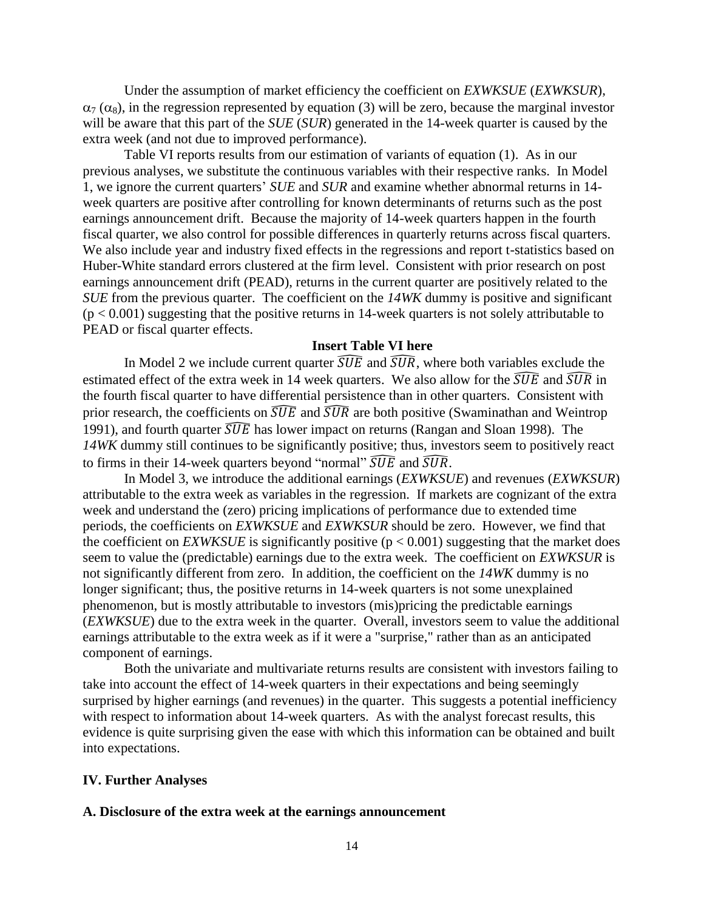Under the assumption of market efficiency the coefficient on *EXWKSUE* (*EXWKSUR*), $\alpha_7$ ($\alpha_8$), in the regression represented by equation (3) will be zero, because the marginal investor will be aware that this part of the *SUE* (*SUR*) generated in the 14-week quarter is caused by the extra week (and not due to improved performance).

Table VI reports results from our estimation of variants of equation (1). As in our previous analyses, we substitute the continuous variables with their respective ranks. In Model 1, we ignore the current quarters' *SUE* and *SUR* and examine whether abnormal returns in 14-week quarters are positive after controlling for known determinants of returns such as the post earnings announcement drift. Because the majority of 14-week quarters happen in the fourth fiscal quarter, we also control for possible differences in quarterly returns across fiscal quarters. We also include year and industry fixed effects in the regressions and report t-statistics based on Huber-White standard errors clustered at the firm level. Consistent with prior research on post earnings announcement drift (PEAD), returns in the current quarter are positively related to the *SUE* from the previous quarter. The coefficient on the *14WK* dummy is positive and significant ($p < 0.001$) suggesting that the positive returns in 14-week quarters is not solely attributable to PEAD or fiscal quarter effects.

**Insert Table VI here**

In Model 2 we include current quarter $\widehat{SUE}$ and $\widehat{SUR}$, where both variables exclude the estimated effect of the extra week in 14 week quarters. We also allow for the $\widehat{SUE}$ and $\widehat{SUR}$ in the fourth fiscal quarter to have differential persistence than in other quarters. Consistent with prior research, the coefficients on $\widehat{SUE}$ and $\widehat{SUR}$ are both positive (Swaminathan and Weintrop 1991), and fourth quarter $\widehat{SUE}$ has lower impact on returns (Rangan and Sloan 1998). The *14WK* dummy still continues to be significantly positive; thus, investors seem to positively react to firms in their 14-week quarters beyond "normal" $\widehat{SUE}$ and $\widehat{SUR}$.

In Model 3, we introduce the additional earnings (*EXWKSUE*) and revenues (*EXWKSUR*) attributable to the extra week as variables in the regression. If markets are cognizant of the extra week and understand the (zero) pricing implications of performance due to extended time periods, the coefficients on *EXWKSUE* and *EXWKSUR* should be zero. However, we find that the coefficient on *EXWKSUE* is significantly positive ($p < 0.001$) suggesting that the market does seem to value the (predictable) earnings due to the extra week. The coefficient on *EXWKSUR* is not significantly different from zero. In addition, the coefficient on the *14WK* dummy is no longer significant; thus, the positive returns in 14-week quarters is not some unexplained phenomenon, but is mostly attributable to investors (mis)pricing the predictable earnings (*EXWKSUE*) due to the extra week in the quarter. Overall, investors seem to value the additional earnings attributable to the extra week as if it were a "surprise," rather than as an anticipated component of earnings.

Both the univariate and multivariate returns results are consistent with investors failing to take into account the effect of 14-week quarters in their expectations and being seemingly surprised by higher earnings (and revenues) in the quarter. This suggests a potential inefficiency with respect to information about 14-week quarters. As with the analyst forecast results, this evidence is quite surprising given the ease with which this information can be obtained and built into expectations.

## IV. Further Analyses

### A. Disclosure of the extra week at the earnings announcement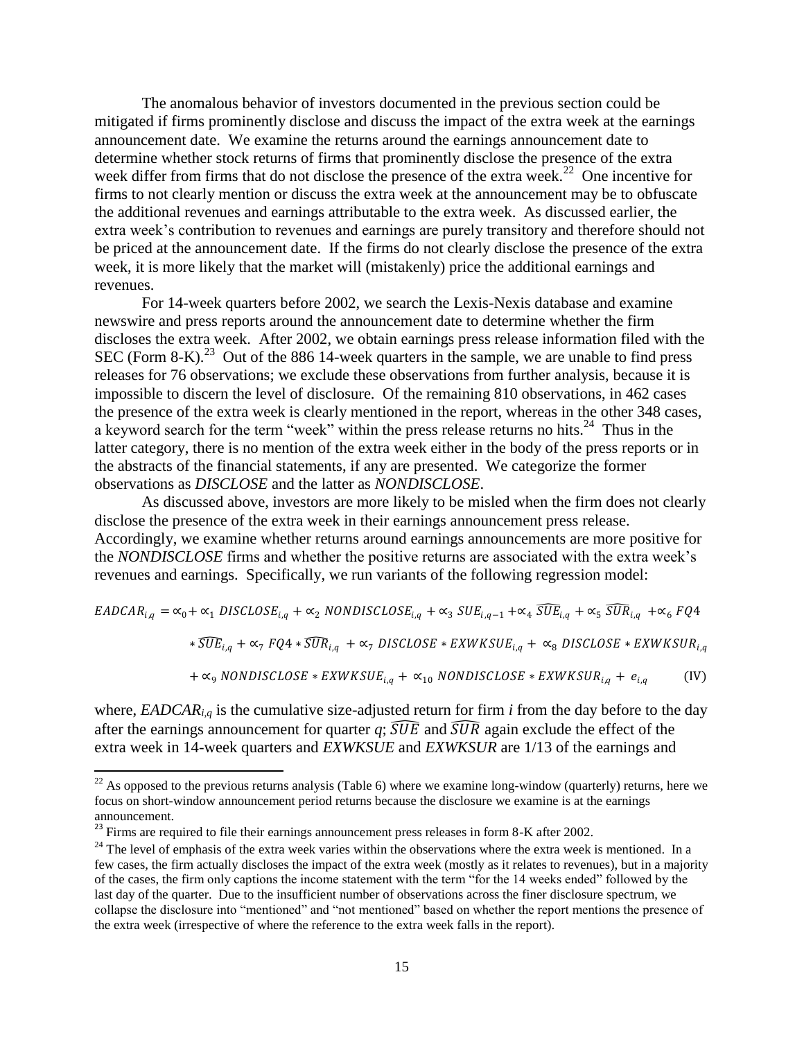The anomalous behavior of investors documented in the previous section could be mitigated if firms prominently disclose and discuss the impact of the extra week at the earnings announcement date. We examine the returns around the earnings announcement date to determine whether stock returns of firms that prominently disclose the presence of the extra week differ from firms that do not disclose the presence of the extra week.[22] One incentive for firms to not clearly mention or discuss the extra week at the announcement may be to obfuscate the additional revenues and earnings attributable to the extra week. As discussed earlier, the extra week's contribution to revenues and earnings are purely transitory and therefore should not be priced at the announcement date. If the firms do not clearly disclose the presence of the extra week, it is more likely that the market will (mistakenly) price the additional earnings and revenues.

For 14-week quarters before 2002, we search the Lexis-Nexis database and examine newswire and press reports around the announcement date to determine whether the firm discloses the extra week. After 2002, we obtain earnings press release information filed with the SEC (Form 8-K).[23] Out of the 886 14-week quarters in the sample, we are unable to find press releases for 76 observations; we exclude these observations from further analysis, because it is impossible to discern the level of disclosure. Of the remaining 810 observations, in 462 cases the presence of the extra week is clearly mentioned in the report, whereas in the other 348 cases, a keyword search for the term "week" within the press release returns no hits.[24] Thus in the latter category, there is no mention of the extra week either in the body of the press reports or in the abstracts of the financial statements, if any are presented. We categorize the former observations as *DISCLOSE* and the latter as *NONDISCLOSE*.

As discussed above, investors are more likely to be misled when the firm does not clearly disclose the presence of the extra week in their earnings announcement press release. Accordingly, we examine whether returns around earnings announcements are more positive for the *NONDISCLOSE* firms and whether the positive returns are associated with the extra week's revenues and earnings. Specifically, we run variants of the following regression model:

$$
\begin{aligned}
EADCAR_{i,q} = {} & \alpha_0 + \alpha_1\, DISCLOSE_{i,q} + \alpha_2\, NONDISCLOSE_{i,q} + \alpha_3\, SUE_{i,q-1} + \alpha_4\, \widehat{SUE}_{i,q} + \alpha_5\, \widehat{SUR}_{i,q} + \alpha_6\, FQ4 \\
& * \widehat{SUE}_{i,q} + \alpha_7\, FQ4 * \widehat{SUR}_{i,q} + \alpha_7\, DISCLOSE * EXWKSUE_{i,q} + \alpha_8\, DISCLOSE * EXWKSUR_{i,q} \\
& + \alpha_9\, NONDISCLOSE * EXWKSUE_{i,q} + \alpha_{10}\, NONDISCLOSE * EXWKSUR_{i,q} + e_{i,q} \qquad \text{(IV)}
\end{aligned}
$$

where, $EADCAR_{i,q}$ is the cumulative size-adjusted return for firm $i$ from the day before to the day after the earnings announcement for quarter $q$; $\widehat{SUE}$ and $\widehat{SUR}$ again exclude the effect of the extra week in 14-week quarters and *EXWKSUE* and *EXWKSUR* are 1/13 of the earnings and

[22] As opposed to the previous returns analysis (Table 6) where we examine long-window (quarterly) returns, here we focus on short-window announcement period returns because the disclosure we examine is at the earnings announcement.

[23] Firms are required to file their earnings announcement press releases in form 8-K after 2002.

[24] The level of emphasis of the extra week varies within the observations where the extra week is mentioned. In a few cases, the firm actually discloses the impact of the extra week (mostly as it relates to revenues), but in a majority of the cases, the firm only captions the income statement with the term "for the 14 weeks ended" followed by the last day of the quarter. Due to the insufficient number of observations across the finer disclosure spectrum, we collapse the disclosure into "mentioned" and "not mentioned" based on whether the report mentions the presence of the extra week (irrespective of where the reference to the extra week falls in the report).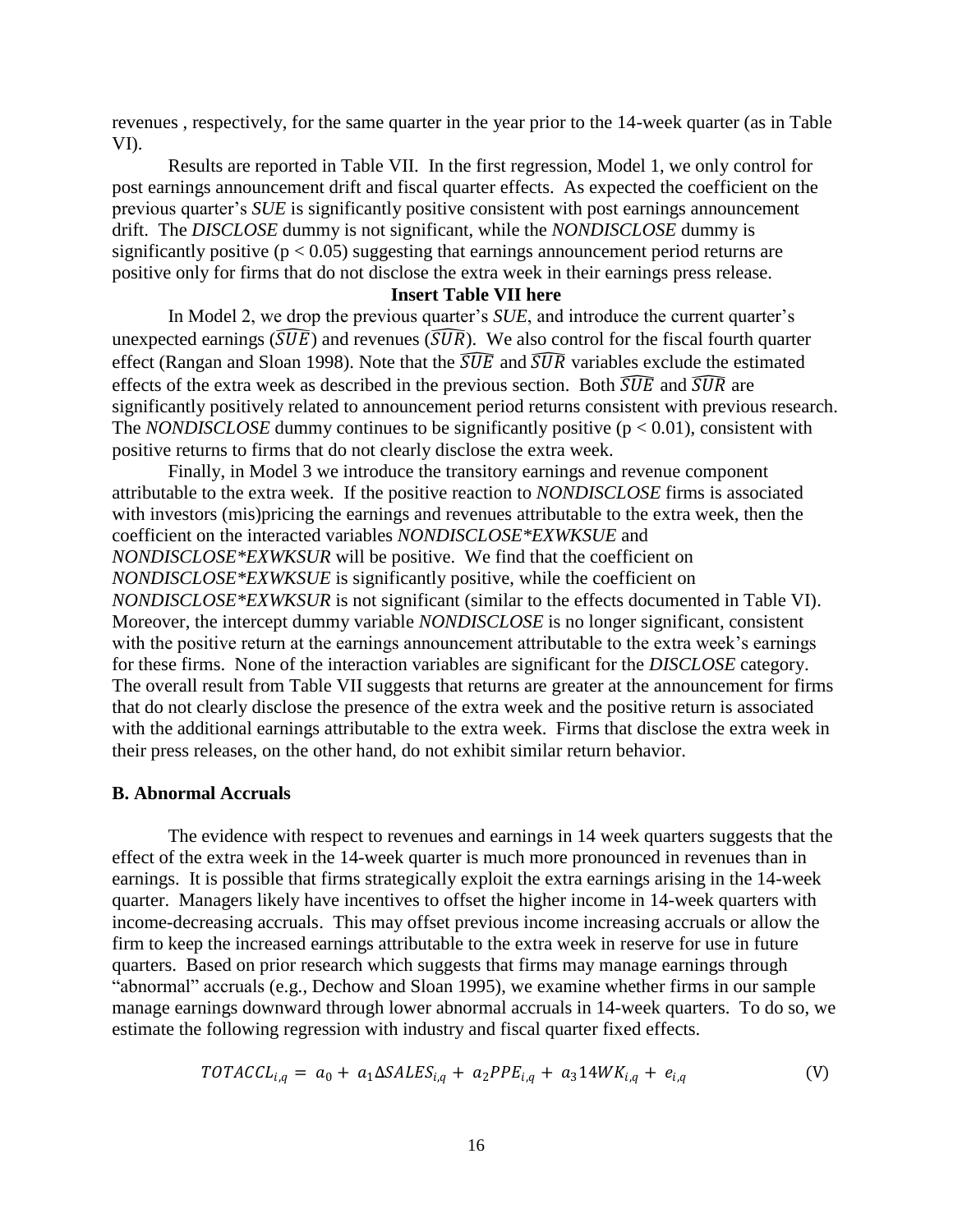revenues , respectively, for the same quarter in the year prior to the 14-week quarter (as in Table VI).

Results are reported in Table VII. In the first regression, Model 1, we only control for post earnings announcement drift and fiscal quarter effects. As expected the coefficient on the previous quarter's *SUE* is significantly positive consistent with post earnings announcement drift. The *DISCLOSE* dummy is not significant, while the *NONDISCLOSE* dummy is significantly positive ($p < 0.05$) suggesting that earnings announcement period returns are positive only for firms that do not disclose the extra week in their earnings press release.

**Insert Table VII here**

In Model 2, we drop the previous quarter's *SUE*, and introduce the current quarter's unexpected earnings ($\widehat{SUE}$) and revenues ($\widehat{SUR}$). We also control for the fiscal fourth quarter effect (Rangan and Sloan 1998). Note that the $\widehat{SUE}$ and $\widehat{SUR}$ variables exclude the estimated effects of the extra week as described in the previous section. Both $\widehat{SUE}$ and $\widehat{SUR}$ are significantly positively related to announcement period returns consistent with previous research. The *NONDISCLOSE* dummy continues to be significantly positive ($p < 0.01$), consistent with positive returns to firms that do not clearly disclose the extra week.

Finally, in Model 3 we introduce the transitory earnings and revenue component attributable to the extra week. If the positive reaction to *NONDISCLOSE* firms is associated with investors (mis)pricing the earnings and revenues attributable to the extra week, then the coefficient on the interacted variables *NONDISCLOSE*EXWKSUE* and *NONDISCLOSE*EXWKSUR* will be positive. We find that the coefficient on *NONDISCLOSE*EXWKSUE* is significantly positive, while the coefficient on *NONDISCLOSE*EXWKSUR* is not significant (similar to the effects documented in Table VI). Moreover, the intercept dummy variable *NONDISCLOSE* is no longer significant, consistent with the positive return at the earnings announcement attributable to the extra week's earnings for these firms. None of the interaction variables are significant for the *DISCLOSE* category. The overall result from Table VII suggests that returns are greater at the announcement for firms that do not clearly disclose the presence of the extra week and the positive return is associated with the additional earnings attributable to the extra week. Firms that disclose the extra week in their press releases, on the other hand, do not exhibit similar return behavior.

### B. Abnormal Accruals

The evidence with respect to revenues and earnings in 14 week quarters suggests that the effect of the extra week in the 14-week quarter is much more pronounced in revenues than in earnings. It is possible that firms strategically exploit the extra earnings arising in the 14-week quarter. Managers likely have incentives to offset the higher income in 14-week quarters with income-decreasing accruals. This may offset previous income increasing accruals or allow the firm to keep the increased earnings attributable to the extra week in reserve for use in future quarters. Based on prior research which suggests that firms may manage earnings through "abnormal" accruals (e.g., Dechow and Sloan 1995), we examine whether firms in our sample manage earnings downward through lower abnormal accruals in 14-week quarters. To do so, we estimate the following regression with industry and fiscal quarter fixed effects.

$$TOTACCL_{i,q} = a_0 + a_1 \Delta SALES_{i,q} + a_2 PPE_{i,q} + a_3 14WK_{i,q} + e_{i,q} \quad \text{(V)}$$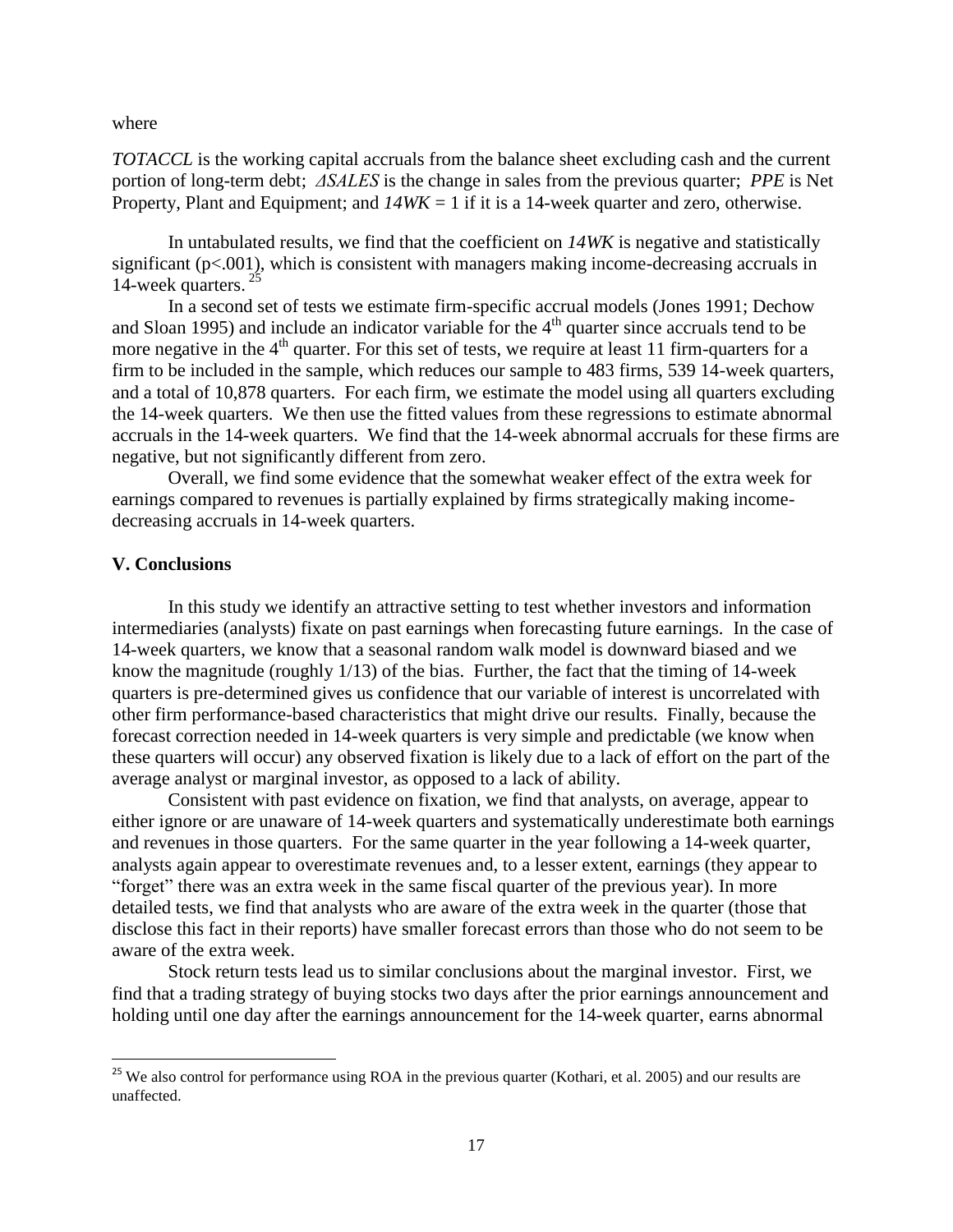where

*TOTACCL* is the working capital accruals from the balance sheet excluding cash and the current portion of long-term debt; *ΔSALES* is the change in sales from the previous quarter; *PPE* is Net Property, Plant and Equipment; and *14WK* = 1 if it is a 14-week quarter and zero, otherwise.

In untabulated results, we find that the coefficient on *14WK* is negative and statistically significant ($p<.001$), which is consistent with managers making income-decreasing accruals in 14-week quarters. [25]

In a second set of tests we estimate firm-specific accrual models (Jones 1991; Dechow and Sloan 1995) and include an indicator variable for the 4th quarter since accruals tend to be more negative in the 4th quarter. For this set of tests, we require at least 11 firm-quarters for a firm to be included in the sample, which reduces our sample to 483 firms, 539 14-week quarters, and a total of 10,878 quarters. For each firm, we estimate the model using all quarters excluding the 14-week quarters. We then use the fitted values from these regressions to estimate abnormal accruals in the 14-week quarters. We find that the 14-week abnormal accruals for these firms are negative, but not significantly different from zero.

Overall, we find some evidence that the somewhat weaker effect of the extra week for earnings compared to revenues is partially explained by firms strategically making income-decreasing accruals in 14-week quarters.

## V. Conclusions

In this study we identify an attractive setting to test whether investors and information intermediaries (analysts) fixate on past earnings when forecasting future earnings. In the case of 14-week quarters, we know that a seasonal random walk model is downward biased and we know the magnitude (roughly 1/13) of the bias. Further, the fact that the timing of 14-week quarters is pre-determined gives us confidence that our variable of interest is uncorrelated with other firm performance-based characteristics that might drive our results. Finally, because the forecast correction needed in 14-week quarters is very simple and predictable (we know when these quarters will occur) any observed fixation is likely due to a lack of effort on the part of the average analyst or marginal investor, as opposed to a lack of ability.

Consistent with past evidence on fixation, we find that analysts, on average, appear to either ignore or are unaware of 14-week quarters and systematically underestimate both earnings and revenues in those quarters. For the same quarter in the year following a 14-week quarter, analysts again appear to overestimate revenues and, to a lesser extent, earnings (they appear to "forget" there was an extra week in the same fiscal quarter of the previous year). In more detailed tests, we find that analysts who are aware of the extra week in the quarter (those that disclose this fact in their reports) have smaller forecast errors than those who do not seem to be aware of the extra week.

Stock return tests lead us to similar conclusions about the marginal investor. First, we find that a trading strategy of buying stocks two days after the prior earnings announcement and holding until one day after the earnings announcement for the 14-week quarter, earns abnormal

---

[25] We also control for performance using ROA in the previous quarter (Kothari, et al. 2005) and our results are unaffected.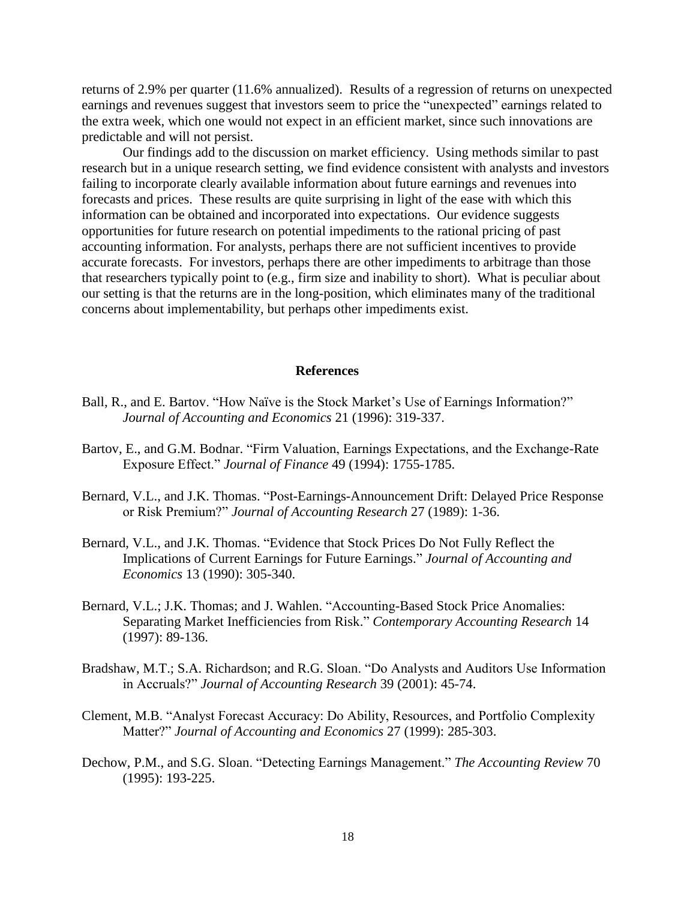returns of 2.9% per quarter (11.6% annualized). Results of a regression of returns on unexpected earnings and revenues suggest that investors seem to price the "unexpected" earnings related to the extra week, which one would not expect in an efficient market, since such innovations are predictable and will not persist.

Our findings add to the discussion on market efficiency. Using methods similar to past research but in a unique research setting, we find evidence consistent with analysts and investors failing to incorporate clearly available information about future earnings and revenues into forecasts and prices. These results are quite surprising in light of the ease with which this information can be obtained and incorporated into expectations. Our evidence suggests opportunities for future research on potential impediments to the rational pricing of past accounting information. For analysts, perhaps there are not sufficient incentives to provide accurate forecasts. For investors, perhaps there are other impediments to arbitrage than those that researchers typically point to (e.g., firm size and inability to short). What is peculiar about our setting is that the returns are in the long-position, which eliminates many of the traditional concerns about implementability, but perhaps other impediments exist.

## References

Ball, R., and E. Bartov. "How Naïve is the Stock Market's Use of Earnings Information?" *Journal of Accounting and Economics* 21 (1996): 319-337.

Bartov, E., and G.M. Bodnar. "Firm Valuation, Earnings Expectations, and the Exchange-Rate Exposure Effect." *Journal of Finance* 49 (1994): 1755-1785.

Bernard, V.L., and J.K. Thomas. "Post-Earnings-Announcement Drift: Delayed Price Response or Risk Premium?" *Journal of Accounting Research* 27 (1989): 1-36.

Bernard, V.L., and J.K. Thomas. "Evidence that Stock Prices Do Not Fully Reflect the Implications of Current Earnings for Future Earnings." *Journal of Accounting and Economics* 13 (1990): 305-340.

Bernard, V.L.; J.K. Thomas; and J. Wahlen. "Accounting-Based Stock Price Anomalies: Separating Market Inefficiencies from Risk." *Contemporary Accounting Research* 14 (1997): 89-136.

Bradshaw, M.T.; S.A. Richardson; and R.G. Sloan. "Do Analysts and Auditors Use Information in Accruals?" *Journal of Accounting Research* 39 (2001): 45-74.

Clement, M.B. "Analyst Forecast Accuracy: Do Ability, Resources, and Portfolio Complexity Matter?" *Journal of Accounting and Economics* 27 (1999): 285-303.

Dechow, P.M., and S.G. Sloan. "Detecting Earnings Management." *The Accounting Review* 70 (1995): 193-225.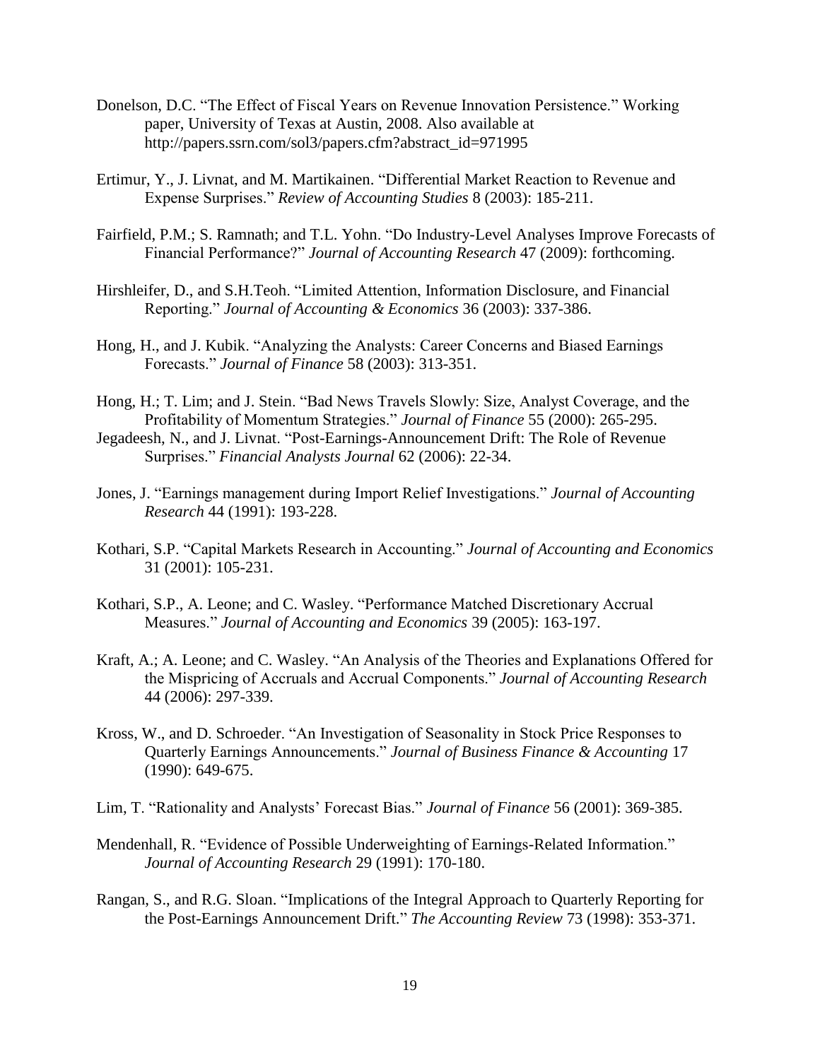Donelson, D.C. "The Effect of Fiscal Years on Revenue Innovation Persistence." Working paper, University of Texas at Austin, 2008. Also available at http://papers.ssrn.com/sol3/papers.cfm?abstract_id=971995

Ertimur, Y., J. Livnat, and M. Martikainen. "Differential Market Reaction to Revenue and Expense Surprises." *Review of Accounting Studies* 8 (2003): 185-211.

Fairfield, P.M.; S. Ramnath; and T.L. Yohn. "Do Industry-Level Analyses Improve Forecasts of Financial Performance?" *Journal of Accounting Research* 47 (2009): forthcoming.

Hirshleifer, D., and S.H.Teoh. "Limited Attention, Information Disclosure, and Financial Reporting." *Journal of Accounting & Economics* 36 (2003): 337-386.

Hong, H., and J. Kubik. "Analyzing the Analysts: Career Concerns and Biased Earnings Forecasts." *Journal of Finance* 58 (2003): 313-351.

Hong, H.; T. Lim; and J. Stein. "Bad News Travels Slowly: Size, Analyst Coverage, and the Profitability of Momentum Strategies." *Journal of Finance* 55 (2000): 265-295.

Jegadeesh, N., and J. Livnat. "Post-Earnings-Announcement Drift: The Role of Revenue Surprises." *Financial Analysts Journal* 62 (2006): 22-34.

Jones, J. "Earnings management during Import Relief Investigations." *Journal of Accounting Research* 44 (1991): 193-228.

Kothari, S.P. "Capital Markets Research in Accounting." *Journal of Accounting and Economics* 31 (2001): 105-231.

Kothari, S.P., A. Leone; and C. Wasley. "Performance Matched Discretionary Accrual Measures." *Journal of Accounting and Economics* 39 (2005): 163-197.

Kraft, A.; A. Leone; and C. Wasley. "An Analysis of the Theories and Explanations Offered for the Mispricing of Accruals and Accrual Components." *Journal of Accounting Research* 44 (2006): 297-339.

Kross, W., and D. Schroeder. "An Investigation of Seasonality in Stock Price Responses to Quarterly Earnings Announcements." *Journal of Business Finance & Accounting* 17 (1990): 649-675.

Lim, T. "Rationality and Analysts' Forecast Bias." *Journal of Finance* 56 (2001): 369-385.

Mendenhall, R. "Evidence of Possible Underweighting of Earnings-Related Information." *Journal of Accounting Research* 29 (1991): 170-180.

Rangan, S., and R.G. Sloan. "Implications of the Integral Approach to Quarterly Reporting for the Post-Earnings Announcement Drift." *The Accounting Review* 73 (1998): 353-371.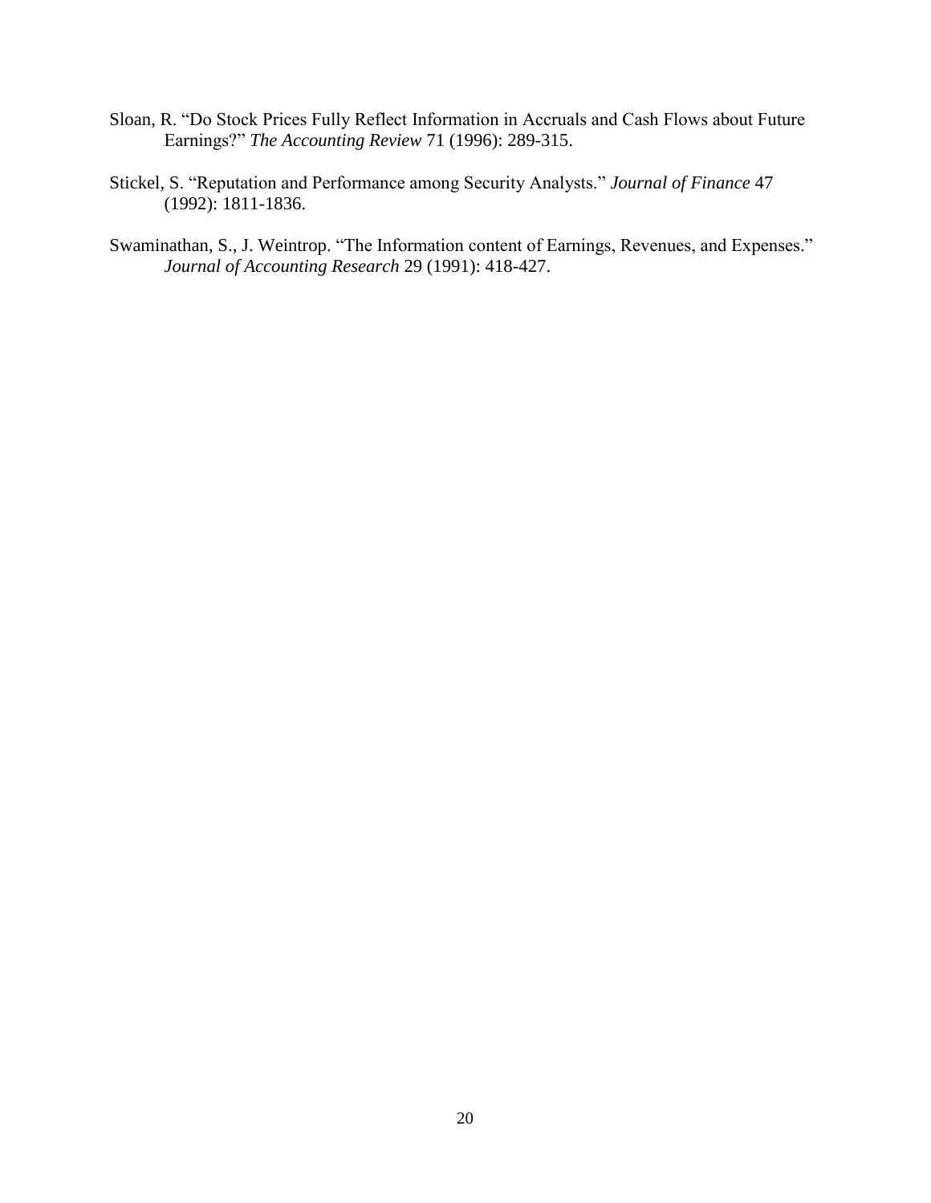Sloan, R. "Do Stock Prices Fully Reflect Information in Accruals and Cash Flows about Future Earnings?" *The Accounting Review* 71 (1996): 289-315.

Stickel, S. "Reputation and Performance among Security Analysts." *Journal of Finance* 47 (1992): 1811-1836.

Swaminathan, S., J. Weintrop. "The Information content of Earnings, Revenues, and Expenses." *Journal of Accounting Research* 29 (1991): 418-427.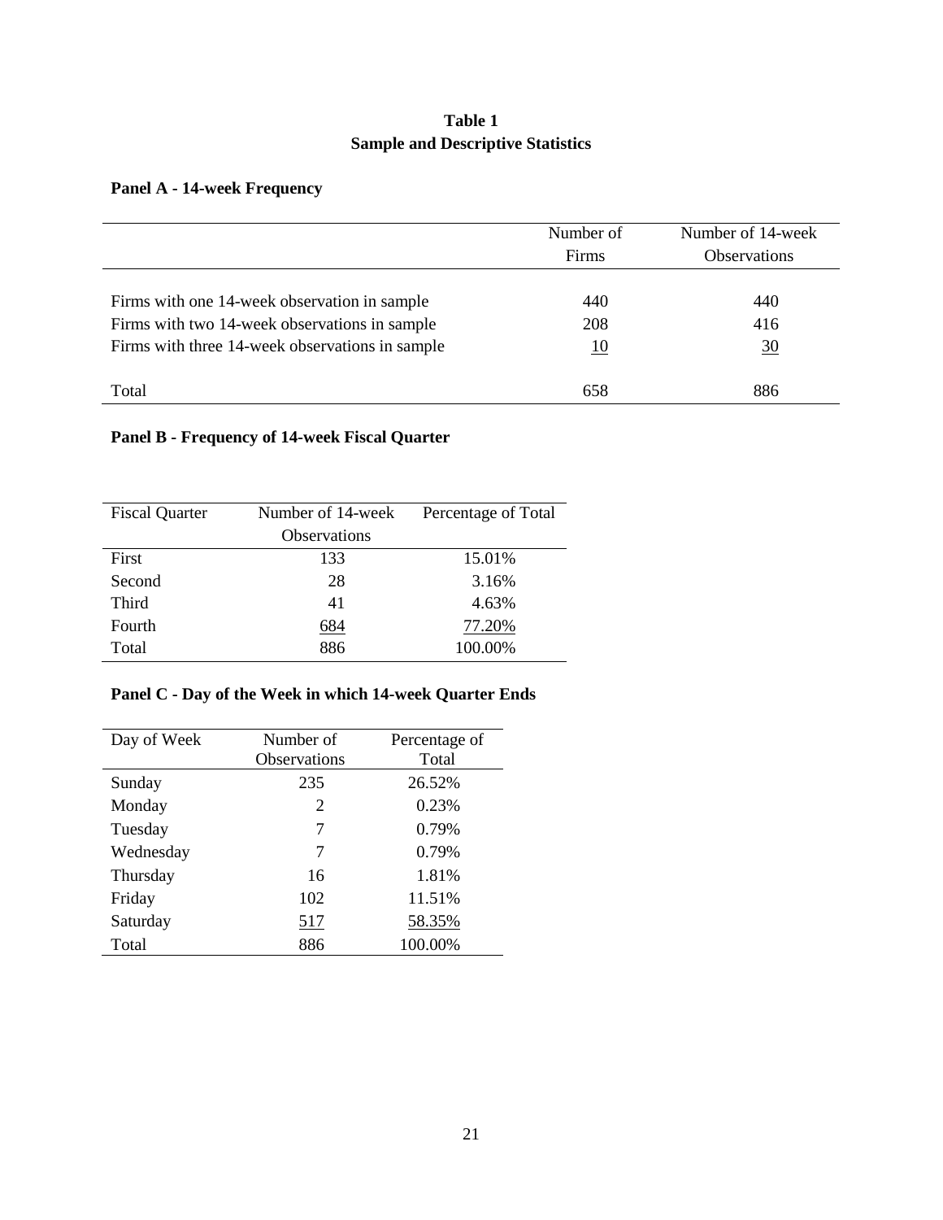**Table 1**
**Sample and Descriptive Statistics**

**Panel A - 14-week Frequency**

| | Number of Firms | Number of 14-week Observations |
|---|---|---|
| Firms with one 14-week observation in sample | 440 | 440 |
| Firms with two 14-week observations in sample | 208 | 416 |
| Firms with three 14-week observations in sample | 10 | 30 |
| Total | 658 | 886 |

**Panel B - Frequency of 14-week Fiscal Quarter**

| Fiscal Quarter | Number of 14-week Observations | Percentage of Total |
|---|---|---|
| First | 133 | 15.01% |
| Second | 28 | 3.16% |
| Third | 41 | 4.63% |
| Fourth | 684 | 77.20% |
| Total | 886 | 100.00% |

**Panel C - Day of the Week in which 14-week Quarter Ends**

| Day of Week | Number of Observations | Percentage of Total |
|---|---|---|
| Sunday | 235 | 26.52% |
| Monday | 2 | 0.23% |
| Tuesday | 7 | 0.79% |
| Wednesday | 7 | 0.79% |
| Thursday | 16 | 1.81% |
| Friday | 102 | 11.51% |
| Saturday | 517 | 58.35% |
| Total | 886 | 100.00% |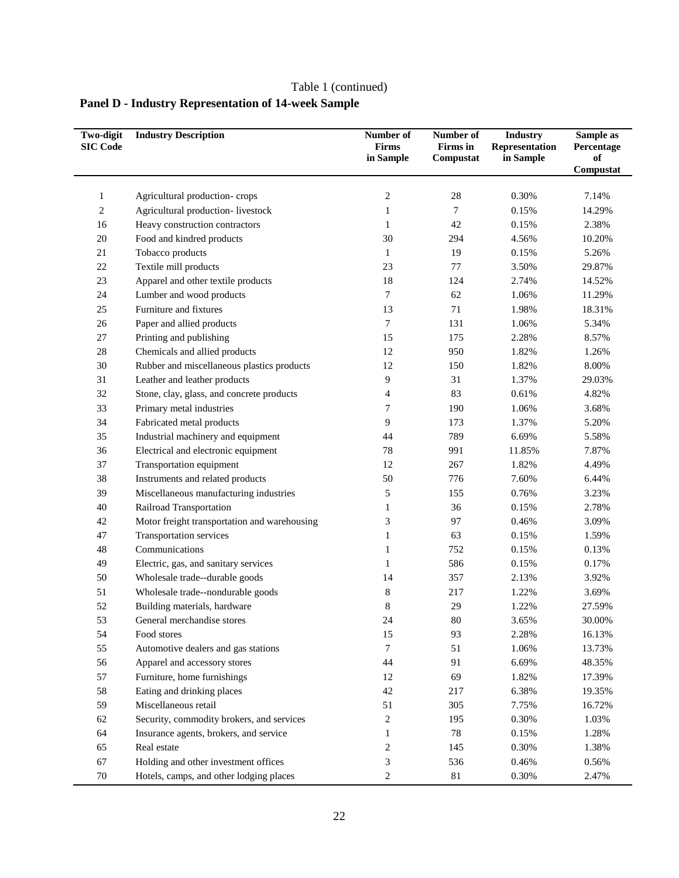Table 1 (continued)

**Panel D - Industry Representation of 14-week Sample**

| Two-digit SIC Code | Industry Description | Number of Firms in Sample | Number of Firms in Compustat | Industry Representation in Sample | Sample as Percentage of Compustat |
|---|---|---|---|---|---|
| 1 | Agricultural production- crops | 2 | 28 | 0.30% | 7.14% |
| 2 | Agricultural production- livestock | 1 | 7 | 0.15% | 14.29% |
| 16 | Heavy construction contractors | 1 | 42 | 0.15% | 2.38% |
| 20 | Food and kindred products | 30 | 294 | 4.56% | 10.20% |
| 21 | Tobacco products | 1 | 19 | 0.15% | 5.26% |
| 22 | Textile mill products | 23 | 77 | 3.50% | 29.87% |
| 23 | Apparel and other textile products | 18 | 124 | 2.74% | 14.52% |
| 24 | Lumber and wood products | 7 | 62 | 1.06% | 11.29% |
| 25 | Furniture and fixtures | 13 | 71 | 1.98% | 18.31% |
| 26 | Paper and allied products | 7 | 131 | 1.06% | 5.34% |
| 27 | Printing and publishing | 15 | 175 | 2.28% | 8.57% |
| 28 | Chemicals and allied products | 12 | 950 | 1.82% | 1.26% |
| 30 | Rubber and miscellaneous plastics products | 12 | 150 | 1.82% | 8.00% |
| 31 | Leather and leather products | 9 | 31 | 1.37% | 29.03% |
| 32 | Stone, clay, glass, and concrete products | 4 | 83 | 0.61% | 4.82% |
| 33 | Primary metal industries | 7 | 190 | 1.06% | 3.68% |
| 34 | Fabricated metal products | 9 | 173 | 1.37% | 5.20% |
| 35 | Industrial machinery and equipment | 44 | 789 | 6.69% | 5.58% |
| 36 | Electrical and electronic equipment | 78 | 991 | 11.85% | 7.87% |
| 37 | Transportation equipment | 12 | 267 | 1.82% | 4.49% |
| 38 | Instruments and related products | 50 | 776 | 7.60% | 6.44% |
| 39 | Miscellaneous manufacturing industries | 5 | 155 | 0.76% | 3.23% |
| 40 | Railroad Transportation | 1 | 36 | 0.15% | 2.78% |
| 42 | Motor freight transportation and warehousing | 3 | 97 | 0.46% | 3.09% |
| 47 | Transportation services | 1 | 63 | 0.15% | 1.59% |
| 48 | Communications | 1 | 752 | 0.15% | 0.13% |
| 49 | Electric, gas, and sanitary services | 1 | 586 | 0.15% | 0.17% |
| 50 | Wholesale trade--durable goods | 14 | 357 | 2.13% | 3.92% |
| 51 | Wholesale trade--nondurable goods | 8 | 217 | 1.22% | 3.69% |
| 52 | Building materials, hardware | 8 | 29 | 1.22% | 27.59% |
| 53 | General merchandise stores | 24 | 80 | 3.65% | 30.00% |
| 54 | Food stores | 15 | 93 | 2.28% | 16.13% |
| 55 | Automotive dealers and gas stations | 7 | 51 | 1.06% | 13.73% |
| 56 | Apparel and accessory stores | 44 | 91 | 6.69% | 48.35% |
| 57 | Furniture, home furnishings | 12 | 69 | 1.82% | 17.39% |
| 58 | Eating and drinking places | 42 | 217 | 6.38% | 19.35% |
| 59 | Miscellaneous retail | 51 | 305 | 7.75% | 16.72% |
| 62 | Security, commodity brokers, and services | 2 | 195 | 0.30% | 1.03% |
| 64 | Insurance agents, brokers, and service | 1 | 78 | 0.15% | 1.28% |
| 65 | Real estate | 2 | 145 | 0.30% | 1.38% |
| 67 | Holding and other investment offices | 3 | 536 | 0.46% | 0.56% |
| 70 | Hotels, camps, and other lodging places | 2 | 81 | 0.30% | 2.47% |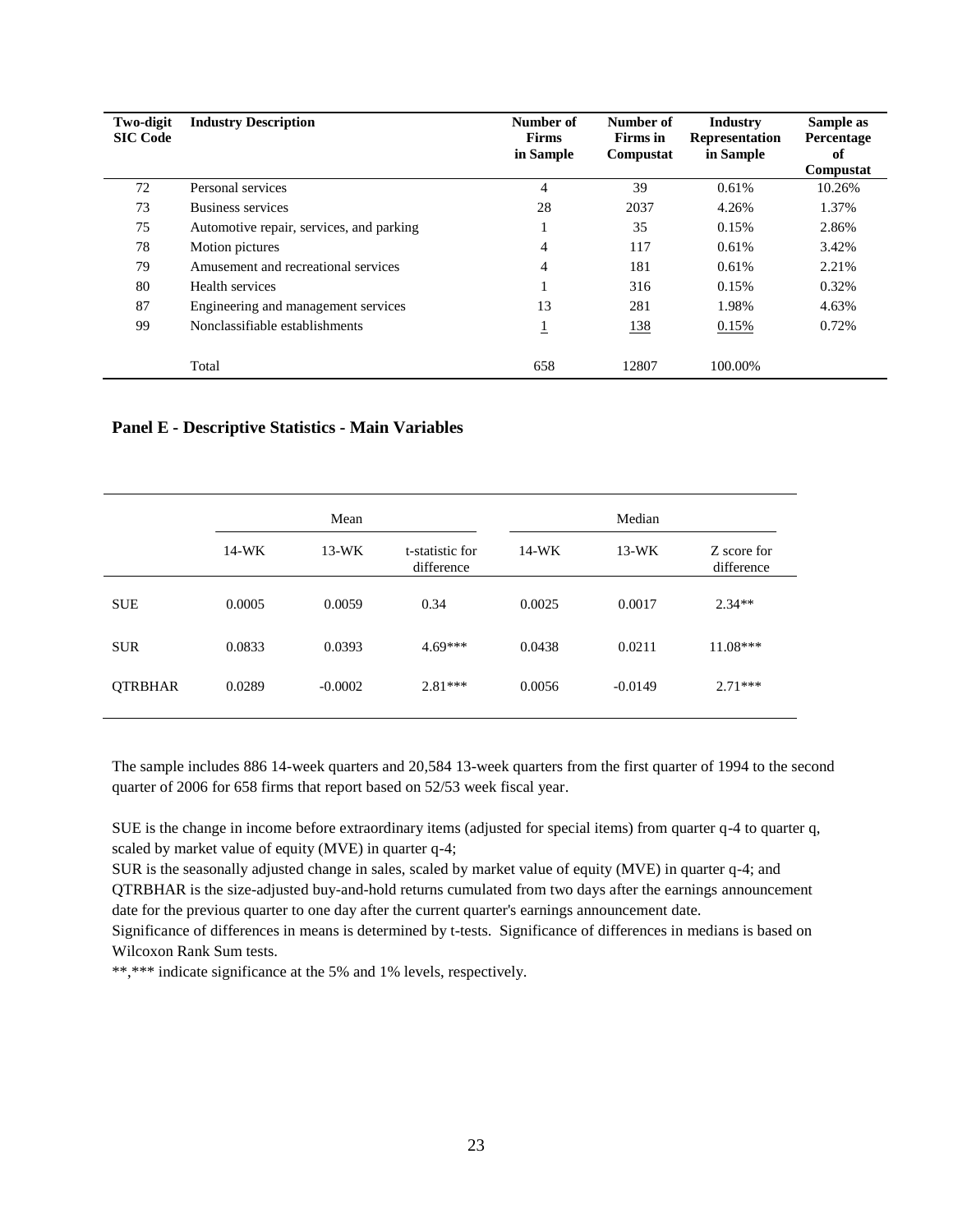| Two-digit SIC Code | Industry Description | Number of Firms in Sample | Number of Firms in Compustat | Industry Representation in Sample | Sample as Percentage of Compustat |
|---|---|---|---|---|---|
| 72 | Personal services | 4 | 39 | 0.61% | 10.26% |
| 73 | Business services | 28 | 2037 | 4.26% | 1.37% |
| 75 | Automotive repair, services, and parking | 1 | 35 | 0.15% | 2.86% |
| 78 | Motion pictures | 4 | 117 | 0.61% | 3.42% |
| 79 | Amusement and recreational services | 4 | 181 | 0.61% | 2.21% |
| 80 | Health services | 1 | 316 | 0.15% | 0.32% |
| 87 | Engineering and management services | 13 | 281 | 1.98% | 4.63% |
| 99 | Nonclassifiable establishments | 1 | 138 | 0.15% | 0.72% |
| | Total | 658 | 12807 | 100.00% | |

### Panel E - Descriptive Statistics - Main Variables

| | Mean | | | Median | | |
|---|---|---|---|---|---|---|
| | 14-WK | 13-WK | t-statistic for difference | 14-WK | 13-WK | Z score for difference |
| SUE | 0.0005 | 0.0059 | 0.34 | 0.0025 | 0.0017 | 2.34** |
| SUR | 0.0833 | 0.0393 | 4.69*** | 0.0438 | 0.0211 | 11.08*** |
| QTRBHAR | 0.0289 | -0.0002 | 2.81*** | 0.0056 | -0.0149 | 2.71*** |

The sample includes 886 14-week quarters and 20,584 13-week quarters from the first quarter of 1994 to the second quarter of 2006 for 658 firms that report based on 52/53 week fiscal year.

SUE is the change in income before extraordinary items (adjusted for special items) from quarter q-4 to quarter q, scaled by market value of equity (MVE) in quarter q-4;
SUR is the seasonally adjusted change in sales, scaled by market value of equity (MVE) in quarter q-4; and
QTRBHAR is the size-adjusted buy-and-hold returns cumulated from two days after the earnings announcement date for the previous quarter to one day after the current quarter's earnings announcement date.
Significance of differences in means is determined by t-tests. Significance of differences in medians is based on Wilcoxon Rank Sum tests.
**,*** indicate significance at the 5% and 1% levels, respectively.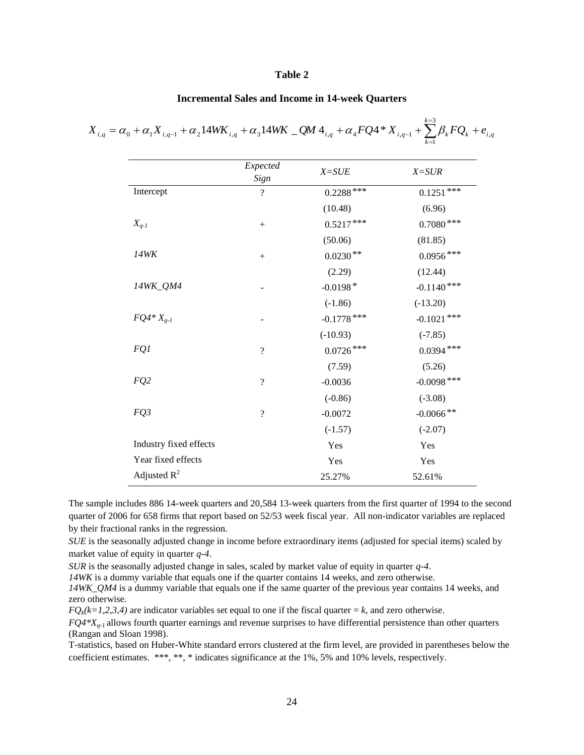**Table 2**

**Incremental Sales and Income in 14-week Quarters**

$$X_{i,q} = \alpha_0 + \alpha_1 X_{i,q-1} + \alpha_2 14WK_{i,q} + \alpha_3 14WK\_QM4_{i,q} + \alpha_4 FQ4 * X_{i,q-1} + \sum_{k=1}^{k=3} \beta_k FQ_k + e_{i,q}$$

| | *Expected Sign* | *X=SUE* | *X=SUR* |
|---|---|---|---|
| Intercept | ? | 0.2288*** | 0.1251*** |
| | | (10.48) | (6.96) |
| $X_{q-1}$ | + | 0.5217*** | 0.7080*** |
| | | (50.06) | (81.85) |
| *14WK* | + | 0.0230** | 0.0956*** |
| | | (2.29) | (12.44) |
| *14WK_QM4* | - | -0.0198* | -0.1140*** |
| | | (-1.86) | (-13.20) |
| $FQ4*X_{q-1}$ | - | -0.1778*** | -0.1021*** |
| | | (-10.93) | (-7.85) |
| *FQ1* | ? | 0.0726*** | 0.0394*** |
| | | (7.59) | (5.26) |
| *FQ2* | ? | -0.0036 | -0.0098*** |
| | | (-0.86) | (-3.08) |
| *FQ3* | ? | -0.0072 | -0.0066** |
| | | (-1.57) | (-2.07) |
| Industry fixed effects | | Yes | Yes |
| Year fixed effects | | Yes | Yes |
| Adjusted $R^2$ | | 25.27% | 52.61% |

The sample includes 886 14-week quarters and 20,584 13-week quarters from the first quarter of 1994 to the second quarter of 2006 for 658 firms that report based on 52/53 week fiscal year. All non-indicator variables are replaced by their fractional ranks in the regression.

*SUE* is the seasonally adjusted change in income before extraordinary items (adjusted for special items) scaled by market value of equity in quarter *q-4*.

*SUR* is the seasonally adjusted change in sales, scaled by market value of equity in quarter *q-4*.

*14WK* is a dummy variable that equals one if the quarter contains 14 weeks, and zero otherwise.

*14WK_QM4* is a dummy variable that equals one if the same quarter of the previous year contains 14 weeks, and zero otherwise.

$FQ_k(k=1,2,3,4)$ are indicator variables set equal to one if the fiscal quarter = $k$, and zero otherwise.

$FQ4*X_{q-1}$ allows fourth quarter earnings and revenue surprises to have differential persistence than other quarters (Rangan and Sloan 1998).

T-statistics, based on Huber-White standard errors clustered at the firm level, are provided in parentheses below the coefficient estimates. ***, **, * indicates significance at the 1%, 5% and 10% levels, respectively.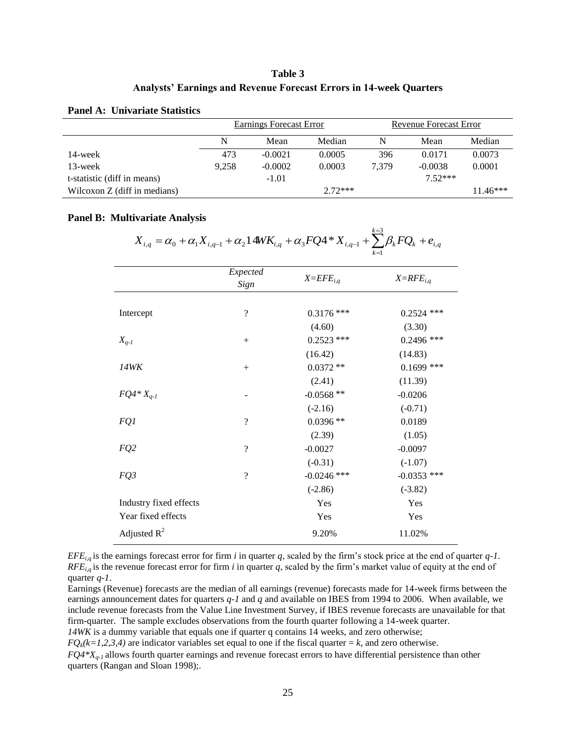## Table 3

### Analysts' Earnings and Revenue Forecast Errors in 14-week Quarters

**Panel A: Univariate Statistics**

| | Earnings Forecast Error | | | Revenue Forecast Error | | |
|---|---|---|---|---|---|---|
| | N | Mean | Median | N | Mean | Median |
| 14-week | 473 | -0.0021 | 0.0005 | 396 | 0.0171 | 0.0073 |
| 13-week | 9,258 | -0.0002 | 0.0003 | 7,379 | -0.0038 | 0.0001 |
| t-statistic (diff in means) | | -1.01 | | | 7.52*** | |
| Wilcoxon Z (diff in medians) | | | 2.72*** | | | 11.46*** |

**Panel B: Multivariate Analysis**

$$X_{i,q} = \alpha_0 + \alpha_1 X_{i,q-1} + \alpha_2 14WK_{i,q} + \alpha_3 FQ4 * X_{i,q-1} + \sum_{k=1}^{k=3} \beta_k FQ_k + e_{i,q}$$

| | Expected Sign | $X = EFE_{i,q}$ | $X = RFE_{i,q}$ |
|---|---|---|---|
| Intercept | ? | 0.3176 *** | 0.2524 *** |
| | | (4.60) | (3.30) |
| $X_{q-1}$ | + | 0.2523 *** | 0.2496 *** |
| | | (16.42) | (14.83) |
| *14WK* | + | 0.0372 ** | 0.1699 *** |
| | | (2.41) | (11.39) |
| $FQ4 * X_{q-1}$ | - | -0.0568 ** | -0.0206 |
| | | (-2.16) | (-0.71) |
| *FQ1* | ? | 0.0396 ** | 0.0189 |
| | | (2.39) | (1.05) |
| *FQ2* | ? | -0.0027 | -0.0097 |
| | | (-0.31) | (-1.07) |
| *FQ3* | ? | -0.0246 *** | -0.0353 *** |
| | | (-2.86) | (-3.82) |
| Industry fixed effects | | Yes | Yes |
| Year fixed effects | | Yes | Yes |
| Adjusted $R^2$ | | 9.20% | 11.02% |

$EFE_{i,q}$ is the earnings forecast error for firm *i* in quarter *q*, scaled by the firm's stock price at the end of quarter *q-1*. $RFE_{i,q}$ is the revenue forecast error for firm *i* in quarter *q*, scaled by the firm's market value of equity at the end of quarter *q-1*.

Earnings (Revenue) forecasts are the median of all earnings (revenue) forecasts made for 14-week firms between the earnings announcement dates for quarters *q-1* and *q* and available on IBES from 1994 to 2006. When available, we include revenue forecasts from the Value Line Investment Survey, if IBES revenue forecasts are unavailable for that firm-quarter. The sample excludes observations from the fourth quarter following a 14-week quarter.

*14WK* is a dummy variable that equals one if quarter q contains 14 weeks, and zero otherwise;

$FQ_k(k=1,2,3,4)$ are indicator variables set equal to one if the fiscal quarter = *k*, and zero otherwise.

$FQ4*X_{q-1}$ allows fourth quarter earnings and revenue forecast errors to have differential persistence than other quarters (Rangan and Sloan 1998);.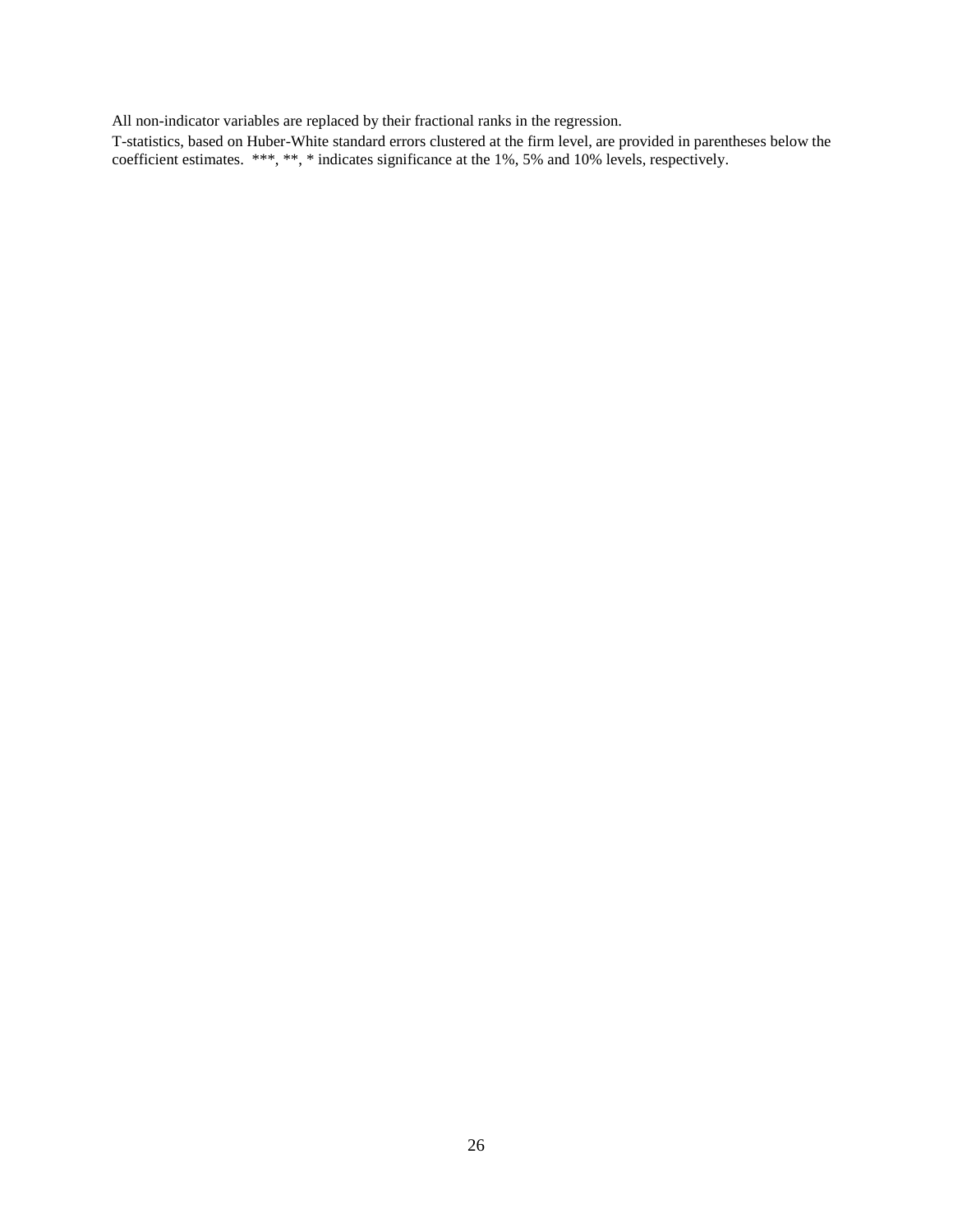All non-indicator variables are replaced by their fractional ranks in the regression.

T-statistics, based on Huber-White standard errors clustered at the firm level, are provided in parentheses below the coefficient estimates. ***, **, * indicates significance at the 1%, 5% and 10% levels, respectively.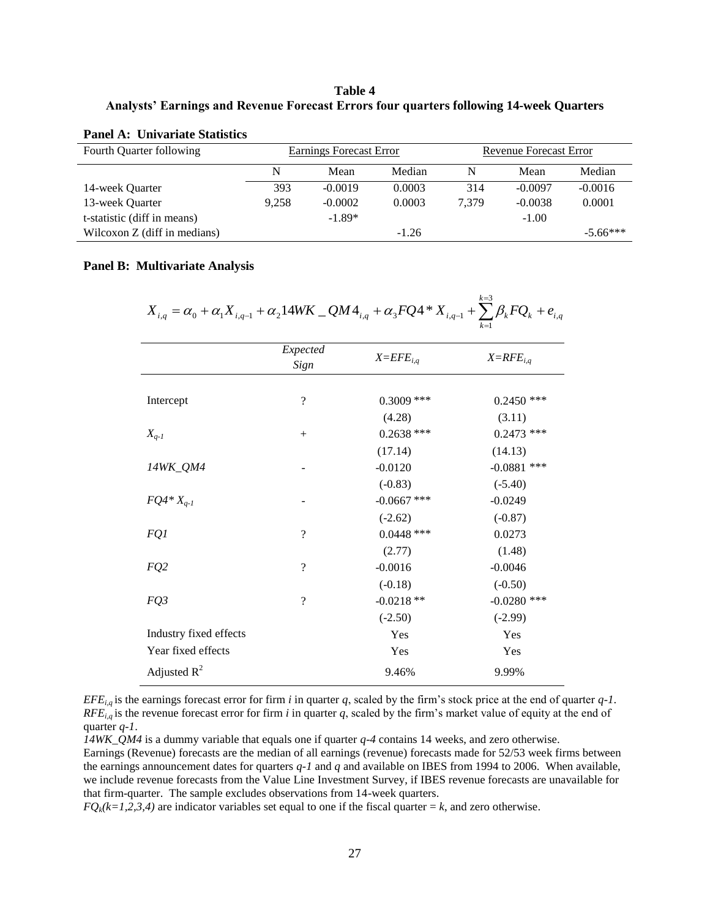**Table 4**
**Analysts' Earnings and Revenue Forecast Errors four quarters following 14-week Quarters**

**Panel A: Univariate Statistics**

| Fourth Quarter following | Earnings Forecast Error | | | Revenue Forecast Error | | |
|---|---|---|---|---|---|---|
| | N | Mean | Median | N | Mean | Median |
| 14-week Quarter | 393 | -0.0019 | 0.0003 | 314 | -0.0097 | -0.0016 |
| 13-week Quarter | 9,258 | -0.0002 | 0.0003 | 7,379 | -0.0038 | 0.0001 |
| t-statistic (diff in means) | | -1.89* | | | -1.00 | |
| Wilcoxon Z (diff in medians) | | | -1.26 | | | -5.66*** |

**Panel B: Multivariate Analysis**

$$X_{i,q} = \alpha_0 + \alpha_1 X_{i,q-1} + \alpha_2 14WK\_QM4_{i,q} + \alpha_3 FQ4 * X_{i,q-1} + \sum_{k=1}^{k=3} \beta_k FQ_k + e_{i,q}$$

| | *Expected Sign* | $X=EFE_{i,q}$ | $X=RFE_{i,q}$ |
|---|---|---|---|
| Intercept | ? | 0.3009 *** | 0.2450 *** |
| | | (4.28) | (3.11) |
| $X_{q-1}$ | + | 0.2638 *** | 0.2473 *** |
| | | (17.14) | (14.13) |
| *14WK_QM4* | - | -0.0120 | -0.0881 *** |
| | | (-0.83) | (-5.40) |
| $FQ4 * X_{q-1}$ | - | -0.0667 *** | -0.0249 |
| | | (-2.62) | (-0.87) |
| *FQ1* | ? | 0.0448 *** | 0.0273 |
| | | (2.77) | (1.48) |
| *FQ2* | ? | -0.0016 | -0.0046 |
| | | (-0.18) | (-0.50) |
| *FQ3* | ? | -0.0218 ** | -0.0280 *** |
| | | (-2.50) | (-2.99) |
| Industry fixed effects | | Yes | Yes |
| Year fixed effects | | Yes | Yes |
| Adjusted $R^2$ | | 9.46% | 9.99% |

$EFE_{i,q}$ is the earnings forecast error for firm *i* in quarter *q*, scaled by the firm's stock price at the end of quarter *q-1*. $RFE_{i,q}$ is the revenue forecast error for firm *i* in quarter *q*, scaled by the firm's market value of equity at the end of quarter *q-1*.

*14WK_QM4* is a dummy variable that equals one if quarter *q-4* contains 14 weeks, and zero otherwise.

Earnings (Revenue) forecasts are the median of all earnings (revenue) forecasts made for 52/53 week firms between the earnings announcement dates for quarters *q-1* and *q* and available on IBES from 1994 to 2006. When available, we include revenue forecasts from the Value Line Investment Survey, if IBES revenue forecasts are unavailable for that firm-quarter. The sample excludes observations from 14-week quarters.

$FQ_k(k=1,2,3,4)$ are indicator variables set equal to one if the fiscal quarter = *k*, and zero otherwise.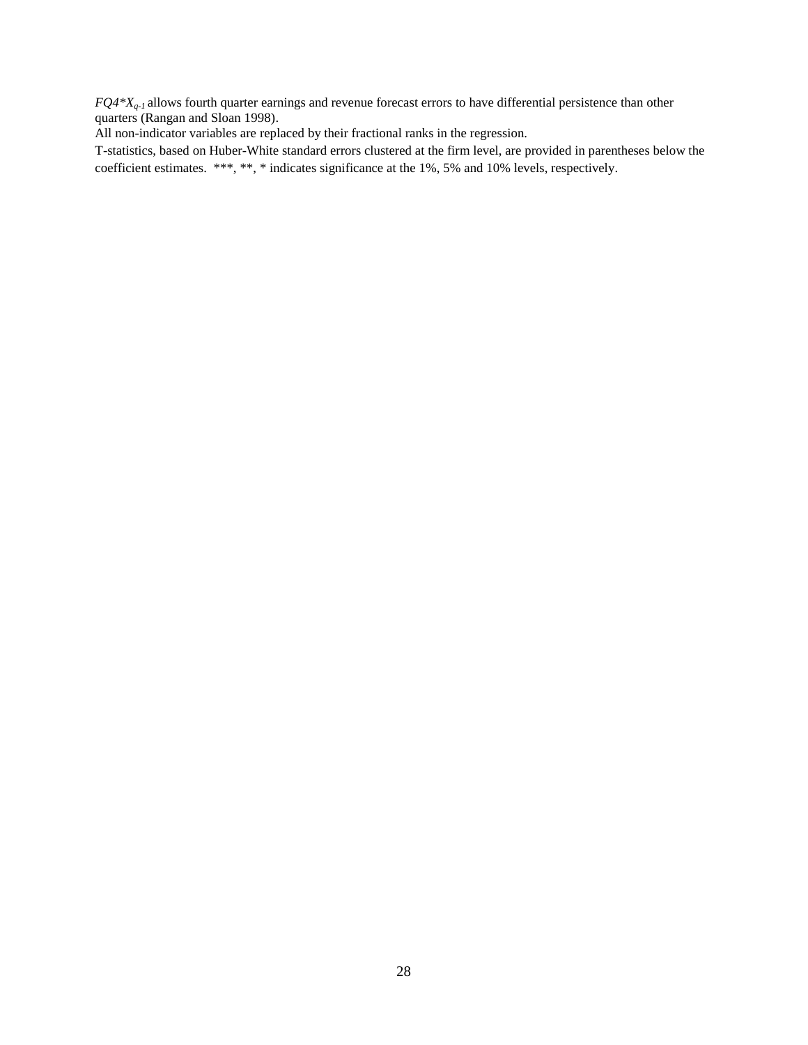$FQ4{*}X_{q-1}$ allows fourth quarter earnings and revenue forecast errors to have differential persistence than other quarters (Rangan and Sloan 1998).

All non-indicator variables are replaced by their fractional ranks in the regression.

T-statistics, based on Huber-White standard errors clustered at the firm level, are provided in parentheses below the coefficient estimates. ***, **, * indicates significance at the 1%, 5% and 10% levels, respectively.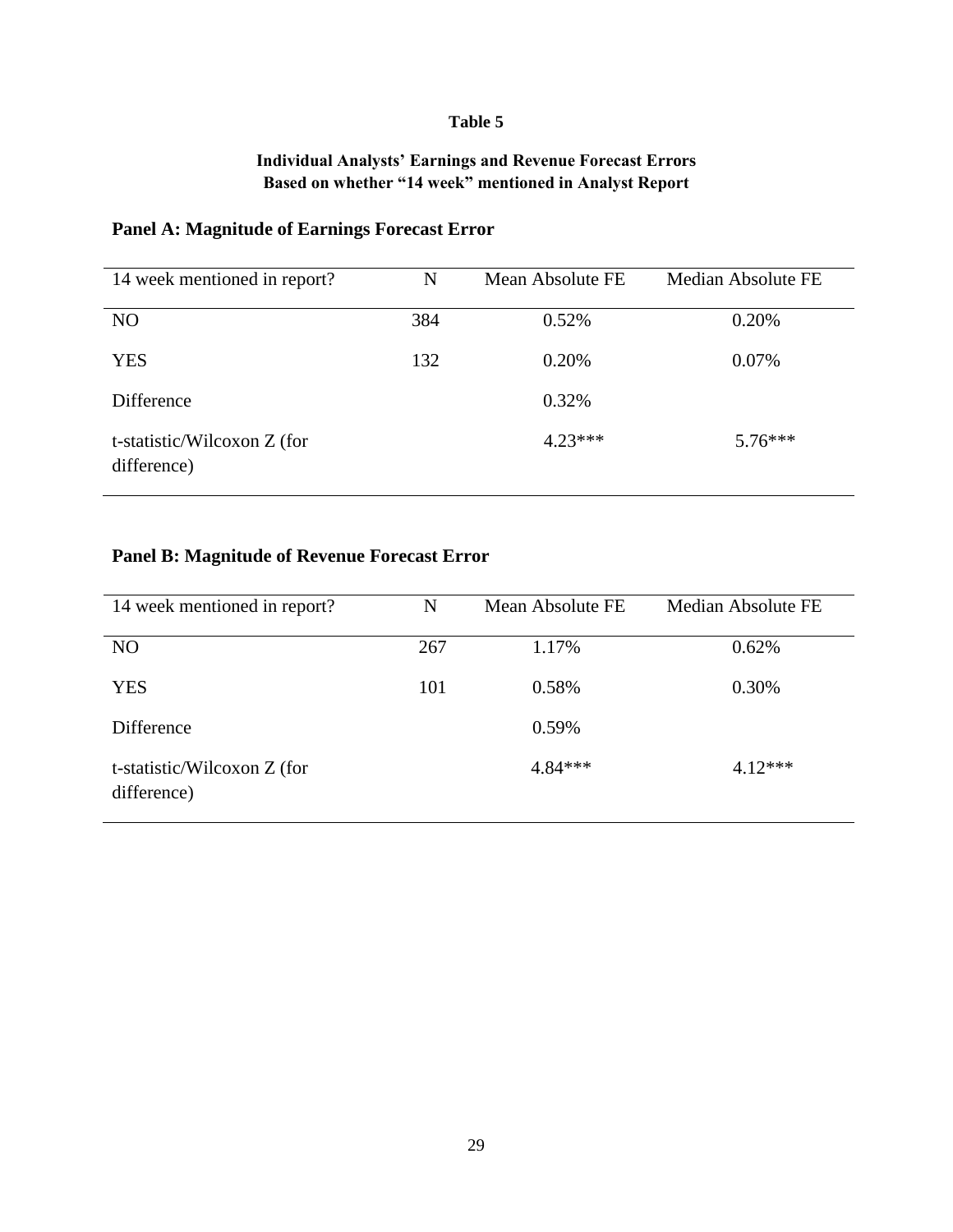# Table 5

## Individual Analysts' Earnings and Revenue Forecast Errors Based on whether "14 week" mentioned in Analyst Report

### Panel A: Magnitude of Earnings Forecast Error

| 14 week mentioned in report? | N | Mean Absolute FE | Median Absolute FE |
|---|---|---|---|
| NO | 384 | 0.52% | 0.20% |
| YES | 132 | 0.20% | 0.07% |
| Difference | | 0.32% | |
| t-statistic/Wilcoxon Z (for difference) | | 4.23*** | 5.76*** |

### Panel B: Magnitude of Revenue Forecast Error

| 14 week mentioned in report? | N | Mean Absolute FE | Median Absolute FE |
|---|---|---|---|
| NO | 267 | 1.17% | 0.62% |
| YES | 101 | 0.58% | 0.30% |
| Difference | | 0.59% | |
| t-statistic/Wilcoxon Z (for difference) | | 4.84*** | 4.12*** |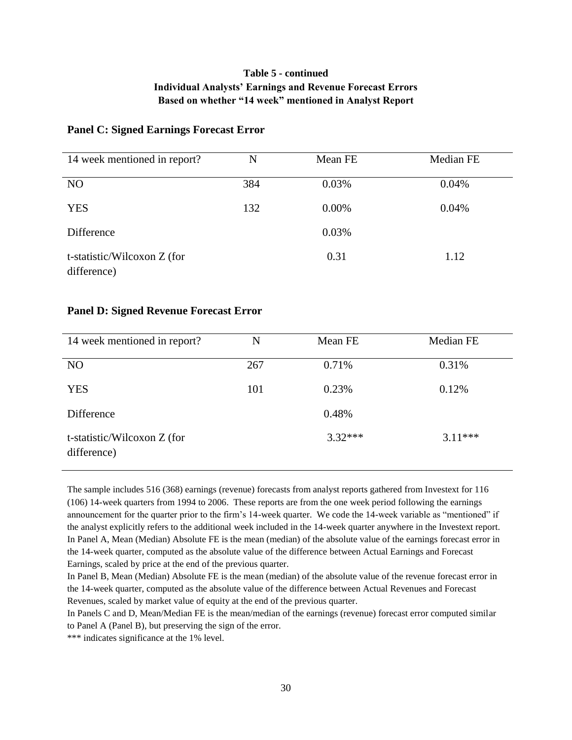**Table 5 - continued**
**Individual Analysts' Earnings and Revenue Forecast Errors**
**Based on whether "14 week" mentioned in Analyst Report**

**Panel C: Signed Earnings Forecast Error**

| 14 week mentioned in report? | N | Mean FE | Median FE |
|---|---|---|---|
| NO | 384 | 0.03% | 0.04% |
| YES | 132 | 0.00% | 0.04% |
| Difference | | 0.03% | |
| t-statistic/Wilcoxon Z (for difference) | | 0.31 | 1.12 |

**Panel D: Signed Revenue Forecast Error**

| 14 week mentioned in report? | N | Mean FE | Median FE |
|---|---|---|---|
| NO | 267 | 0.71% | 0.31% |
| YES | 101 | 0.23% | 0.12% |
| Difference | | 0.48% | |
| t-statistic/Wilcoxon Z (for difference) | | 3.32*** | 3.11*** |

The sample includes 516 (368) earnings (revenue) forecasts from analyst reports gathered from Investext for 116 (106) 14-week quarters from 1994 to 2006. These reports are from the one week period following the earnings announcement for the quarter prior to the firm's 14-week quarter. We code the 14-week variable as "mentioned" if the analyst explicitly refers to the additional week included in the 14-week quarter anywhere in the Investext report.
In Panel A, Mean (Median) Absolute FE is the mean (median) of the absolute value of the earnings forecast error in the 14-week quarter, computed as the absolute value of the difference between Actual Earnings and Forecast Earnings, scaled by price at the end of the previous quarter.
In Panel B, Mean (Median) Absolute FE is the mean (median) of the absolute value of the revenue forecast error in the 14-week quarter, computed as the absolute value of the difference between Actual Revenues and Forecast Revenues, scaled by market value of equity at the end of the previous quarter.
In Panels C and D, Mean/Median FE is the mean/median of the earnings (revenue) forecast error computed similar to Panel A (Panel B), but preserving the sign of the error.
*** indicates significance at the 1% level.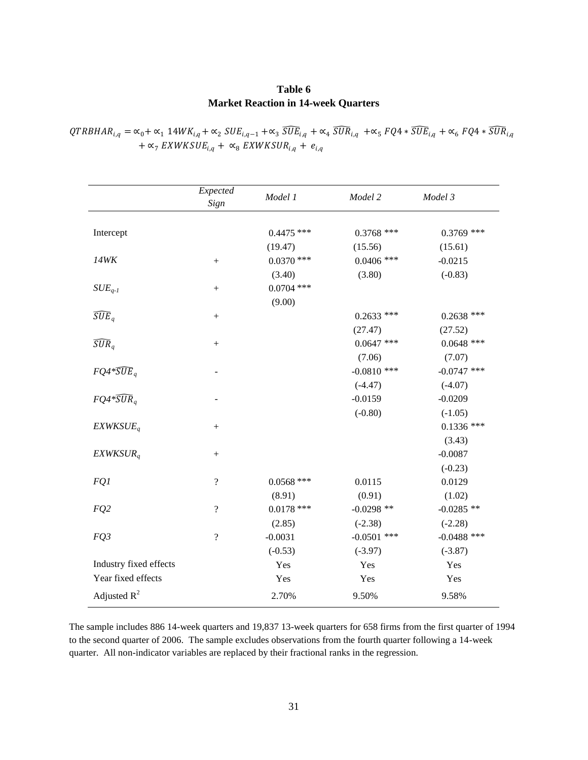**Table 6**
**Market Reaction in 14-week Quarters**

$$QTRBHAR_{i,q} = \propto_0 + \propto_1 \, 14WK_{i,q} + \propto_2 \, SUE_{i,q-1} + \propto_3 \, \widehat{SUE}_{i,q} + \propto_4 \, \widehat{SUR}_{i,q} + \propto_5 \, FQ4 * \widehat{SUE}_{i,q} + \propto_6 \, FQ4 * \widehat{SUR}_{i,q} + \propto_7 \, EXWKSUE_{i,q} + \propto_8 \, EXWKSUR_{i,q} + e_{i,q}$$

| | *Expected Sign* | *Model 1* | *Model 2* | *Model 3* |
|---|---|---|---|---|
| Intercept | | 0.4475 *** | 0.3768 *** | 0.3769 *** |
| | | (19.47) | (15.56) | (15.61) |
| *14WK* | + | 0.0370 *** | 0.0406 *** | -0.0215 |
| | | (3.40) | (3.80) | (-0.83) |
| $SUE_{q-1}$ | + | 0.0704 *** | | |
| | | (9.00) | | |
| $\widehat{SUE}_q$ | + | | 0.2633 *** | 0.2638 *** |
| | | | (27.47) | (27.52) |
| $\widehat{SUR}_q$ | + | | 0.0647 *** | 0.0648 *** |
| | | | (7.06) | (7.07) |
| $FQ4*\widehat{SUE}_q$ | - | | -0.0810 *** | -0.0747 *** |
| | | | (-4.47) | (-4.07) |
| $FQ4*\widehat{SUR}_q$ | - | | -0.0159 | -0.0209 |
| | | | (-0.80) | (-1.05) |
| $EXWKSUE_q$ | + | | | 0.1336 *** |
| | | | | (3.43) |
| $EXWKSUR_q$ | + | | | -0.0087 |
| | | | | (-0.23) |
| *FQ1* | ? | 0.0568 *** | 0.0115 | 0.0129 |
| | | (8.91) | (0.91) | (1.02) |
| *FQ2* | ? | 0.0178 *** | -0.0298 ** | -0.0285 ** |
| | | (2.85) | (-2.38) | (-2.28) |
| *FQ3* | ? | -0.0031 | -0.0501 *** | -0.0488 *** |
| | | (-0.53) | (-3.97) | (-3.87) |
| Industry fixed effects | | Yes | Yes | Yes |
| Year fixed effects | | Yes | Yes | Yes |
| Adjusted $R^2$ | | 2.70% | 9.50% | 9.58% |

The sample includes 886 14-week quarters and 19,837 13-week quarters for 658 firms from the first quarter of 1994 to the second quarter of 2006. The sample excludes observations from the fourth quarter following a 14-week quarter. All non-indicator variables are replaced by their fractional ranks in the regression.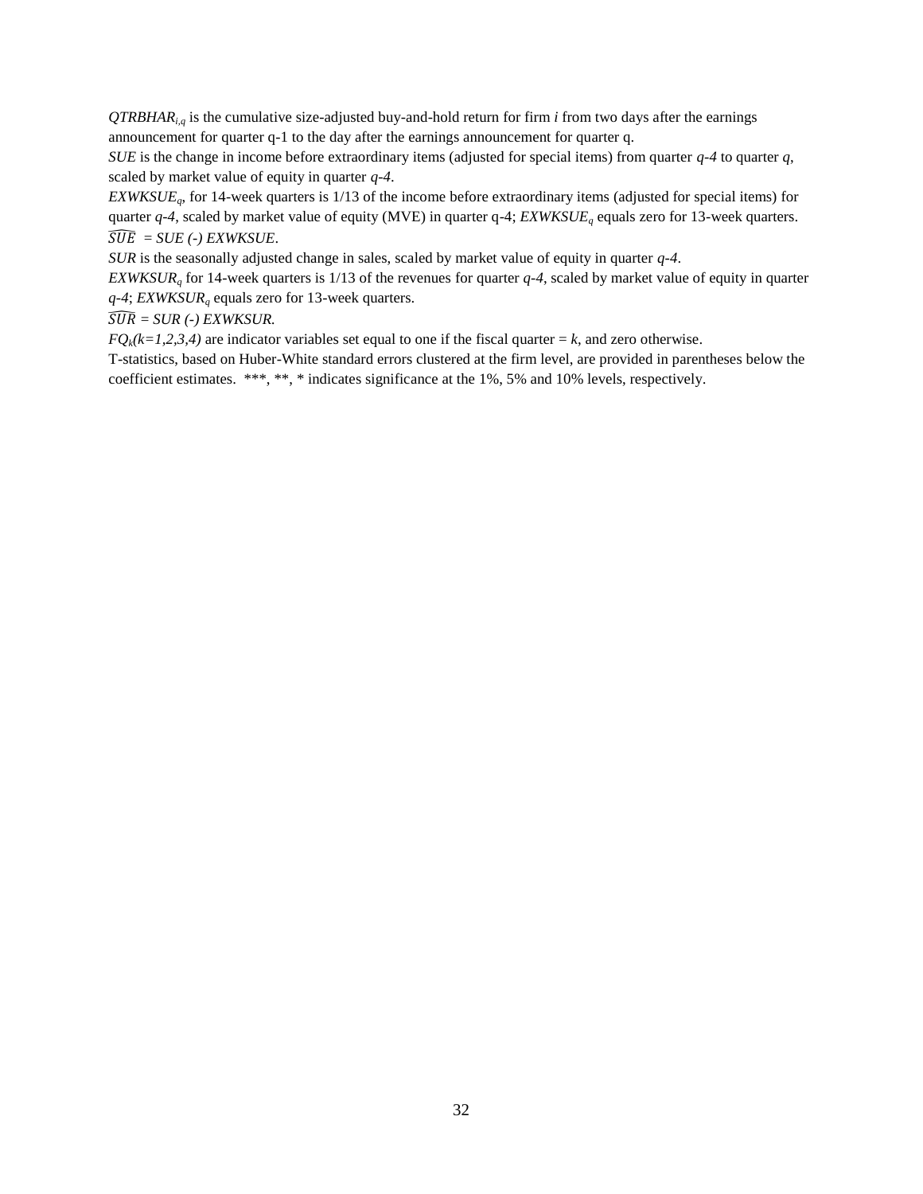$QTRBHAR_{i,q}$ is the cumulative size-adjusted buy-and-hold return for firm $i$ from two days after the earnings announcement for quarter q-1 to the day after the earnings announcement for quarter q.

*SUE* is the change in income before extraordinary items (adjusted for special items) from quarter *q-4* to quarter *q*, scaled by market value of equity in quarter *q-4*.

$EXWKSUE_q$, for 14-week quarters is 1/13 of the income before extraordinary items (adjusted for special items) for quarter *q-4*, scaled by market value of equity (MVE) in quarter q-4; $EXWKSUE_q$ equals zero for 13-week quarters.

$\widehat{SUE}$ = *SUE (-) EXWKSUE*.

*SUR* is the seasonally adjusted change in sales, scaled by market value of equity in quarter *q-4*.

$EXWKSUR_q$ for 14-week quarters is 1/13 of the revenues for quarter *q-4*, scaled by market value of equity in quarter *q-4*; $EXWKSUR_q$ equals zero for 13-week quarters.

$\widehat{SUR}$ = *SUR (-) EXWKSUR.*

$FQ_k(k=1,2,3,4)$ are indicator variables set equal to one if the fiscal quarter = $k$, and zero otherwise.

T-statistics, based on Huber-White standard errors clustered at the firm level, are provided in parentheses below the coefficient estimates. ***, **, * indicates significance at the 1%, 5% and 10% levels, respectively.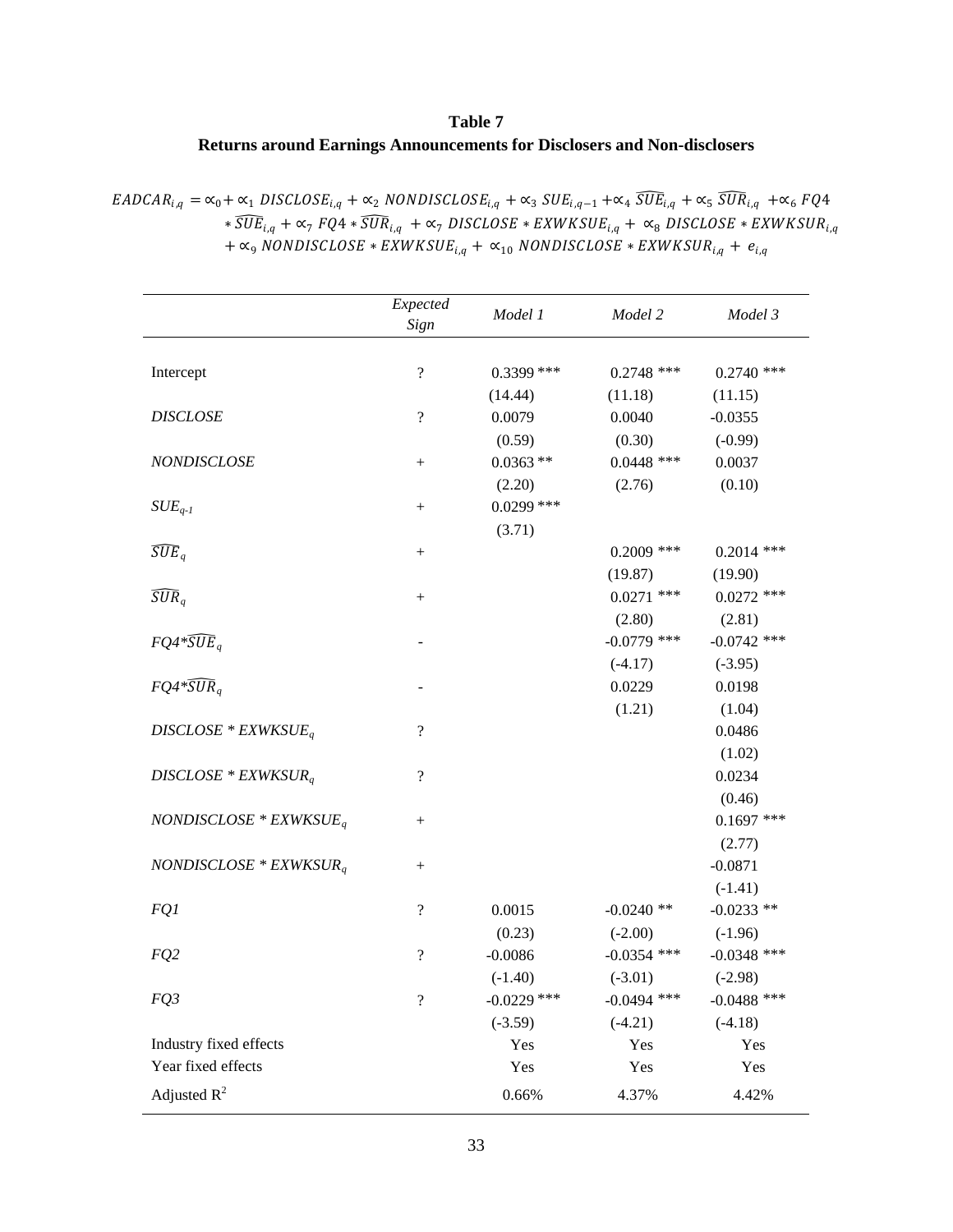**Table 7**

**Returns around Earnings Announcements for Disclosers and Non-disclosers**

$$EADCAR_{i,q} = \propto_0 + \propto_1 DISCLOSE_{i,q} + \propto_2 NONDISCLOSE_{i,q} + \propto_3 SUE_{i,q-1} + \propto_4 \widehat{SUE}_{i,q} + \propto_5 \widehat{SUR}_{i,q} + \propto_6 FQ4 * \widehat{SUE}_{i,q} + \propto_7 FQ4 * \widehat{SUR}_{i,q} + \propto_7 DISCLOSE * EXWKSUE_{i,q} + \propto_8 DISCLOSE * EXWKSUR_{i,q} + \propto_9 NONDISCLOSE * EXWKSUE_{i,q} + \propto_{10} NONDISCLOSE * EXWKSUR_{i,q} + e_{i,q}$$

| | *Expected Sign* | *Model 1* | *Model 2* | *Model 3* |
|---|---|---|---|---|
| Intercept | ? | 0.3399 *** | 0.2748 *** | 0.2740 *** |
| | | (14.44) | (11.18) | (11.15) |
| *DISCLOSE* | ? | 0.0079 | 0.0040 | -0.0355 |
| | | (0.59) | (0.30) | (-0.99) |
| *NONDISCLOSE* | + | 0.0363 ** | 0.0448 *** | 0.0037 |
| | | (2.20) | (2.76) | (0.10) |
| $SUE_{q-1}$ | + | 0.0299 *** | | |
| | | (3.71) | | |
| $\widehat{SUE}_q$ | + | | 0.2009 *** | 0.2014 *** |
| | | | (19.87) | (19.90) |
| $\widehat{SUR}_q$ | + | | 0.0271 *** | 0.0272 *** |
| | | | (2.80) | (2.81) |
| $FQ4*\widehat{SUE}_q$ | - | | -0.0779 *** | -0.0742 *** |
| | | | (-4.17) | (-3.95) |
| $FQ4*\widehat{SUR}_q$ | - | | 0.0229 | 0.0198 |
| | | | (1.21) | (1.04) |
| $DISCLOSE * EXWKSUE_q$ | ? | | | 0.0486 |
| | | | | (1.02) |
| $DISCLOSE * EXWKSUR_q$ | ? | | | 0.0234 |
| | | | | (0.46) |
| $NONDISCLOSE * EXWKSUE_q$ | + | | | 0.1697 *** |
| | | | | (2.77) |
| $NONDISCLOSE * EXWKSUR_q$ | + | | | -0.0871 |
| | | | | (-1.41) |
| *FQ1* | ? | 0.0015 | -0.0240 ** | -0.0233 ** |
| | | (0.23) | (-2.00) | (-1.96) |
| *FQ2* | ? | -0.0086 | -0.0354 *** | -0.0348 *** |
| | | (-1.40) | (-3.01) | (-2.98) |
| *FQ3* | ? | -0.0229 *** | -0.0494 *** | -0.0488 *** |
| | | (-3.59) | (-4.21) | (-4.18) |
| Industry fixed effects | | Yes | Yes | Yes |
| Year fixed effects | | Yes | Yes | Yes |
| Adjusted $R^2$ | | 0.66% | 4.37% | 4.42% |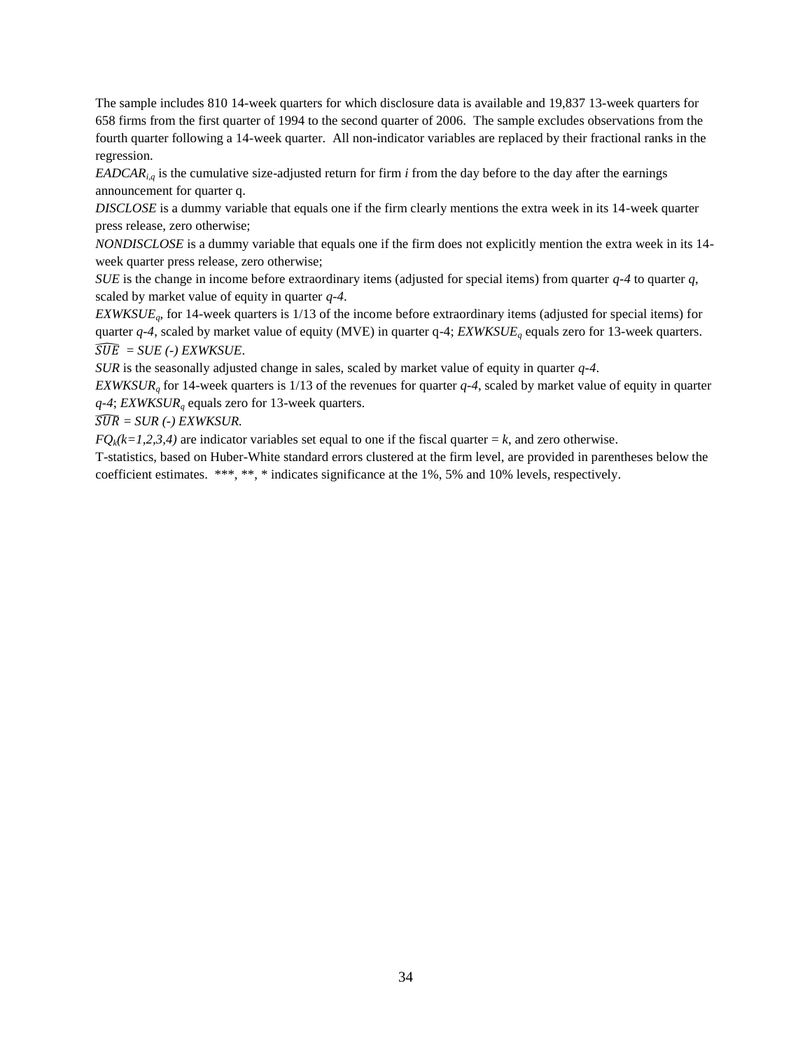The sample includes 810 14-week quarters for which disclosure data is available and 19,837 13-week quarters for 658 firms from the first quarter of 1994 to the second quarter of 2006. The sample excludes observations from the fourth quarter following a 14-week quarter. All non-indicator variables are replaced by their fractional ranks in the regression.

$EADCAR_{i,q}$ is the cumulative size-adjusted return for firm *i* from the day before to the day after the earnings announcement for quarter q.

*DISCLOSE* is a dummy variable that equals one if the firm clearly mentions the extra week in its 14-week quarter press release, zero otherwise;

*NONDISCLOSE* is a dummy variable that equals one if the firm does not explicitly mention the extra week in its 14-week quarter press release, zero otherwise;

*SUE* is the change in income before extraordinary items (adjusted for special items) from quarter *q-4* to quarter *q*, scaled by market value of equity in quarter *q-4*.

$EXWKSUE_q$, for 14-week quarters is 1/13 of the income before extraordinary items (adjusted for special items) for quarter *q-4*, scaled by market value of equity (MVE) in quarter q-4; $EXWKSUE_q$ equals zero for 13-week quarters.

$\widehat{SUE}$ = *SUE (-) EXWKSUE*.

*SUR* is the seasonally adjusted change in sales, scaled by market value of equity in quarter *q-4*.

$EXWKSUR_q$ for 14-week quarters is 1/13 of the revenues for quarter *q-4*, scaled by market value of equity in quarter *q-4*; $EXWKSUR_q$ equals zero for 13-week quarters.

$\widehat{SUR}$ = *SUR (-) EXWKSUR.*

$FQ_k(k=1,2,3,4)$ are indicator variables set equal to one if the fiscal quarter = *k*, and zero otherwise.

T-statistics, based on Huber-White standard errors clustered at the firm level, are provided in parentheses below the coefficient estimates. ***, **, * indicates significance at the 1%, 5% and 10% levels, respectively.